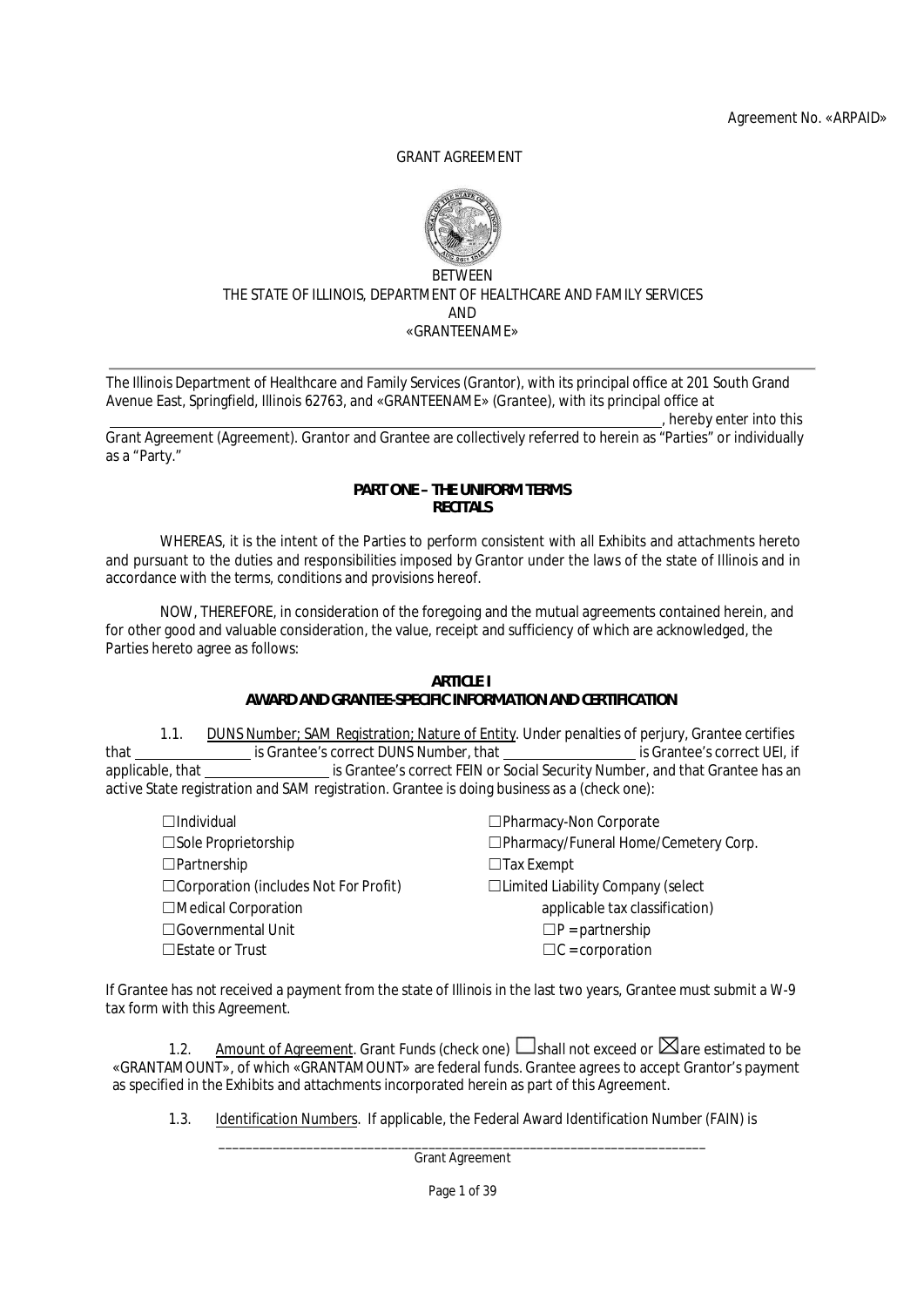Agreement No. «ARPAID»

GRANT AGREEMENT

BETWEEN
THE STATE OF ILLINOIS, DEPARTMENT OF HEALTHCARE AND FAMILY SERVICES
AND
«GRANTEENAME»

---

The Illinois Department of Healthcare and Family Services (Grantor), with its principal office at 201 South Grand Avenue East, Springfield, Illinois 62763, and «GRANTEENAME» (Grantee), with its principal office at ______________________________________________, hereby enter into this Grant Agreement (Agreement). Grantor and Grantee are collectively referred to herein as "Parties" or individually as a "Party."

**PART ONE – THE UNIFORM TERMS**
**RECITALS**

WHEREAS, it is the intent of the Parties to perform consistent with all Exhibits and attachments hereto and pursuant to the duties and responsibilities imposed by Grantor under the laws of the state of Illinois and in accordance with the terms, conditions and provisions hereof.

NOW, THEREFORE, in consideration of the foregoing and the mutual agreements contained herein, and for other good and valuable consideration, the value, receipt and sufficiency of which are acknowledged, the Parties hereto agree as follows:

**ARTICLE I**
**AWARD AND GRANTEE-SPECIFIC INFORMATION AND CERTIFICATION**

1.1. DUNS Number; SAM Registration; Nature of Entity. Under penalties of perjury, Grantee certifies that ________________ is Grantee's correct DUNS Number, that ________________ is Grantee's correct UEI, if applicable, that ________________ is Grantee's correct FEIN or Social Security Number, and that Grantee has an active State registration and SAM registration. Grantee is doing business as a (check one):

☐ Individual
☐ Sole Proprietorship
☐ Partnership
☐ Corporation (includes Not For Profit)
☐ Medical Corporation
☐ Governmental Unit
☐ Estate or Trust
☐ Pharmacy-Non Corporate
☐ Pharmacy/Funeral Home/Cemetery Corp.
☐ Tax Exempt
☐ Limited Liability Company (select applicable tax classification)
  ☐ P = partnership
  ☐ C = corporation

If Grantee has not received a payment from the state of Illinois in the last two years, Grantee must submit a W-9 tax form with this Agreement.

1.2. Amount of Agreement. Grant Funds (check one) ☐ shall not exceed or ☒ are estimated to be «GRANTAMOUNT», of which «GRANTAMOUNT» are federal funds. Grantee agrees to accept Grantor's payment as specified in the Exhibits and attachments incorporated herein as part of this Agreement.

1.3. Identification Numbers. If applicable, the Federal Award Identification Number (FAIN) is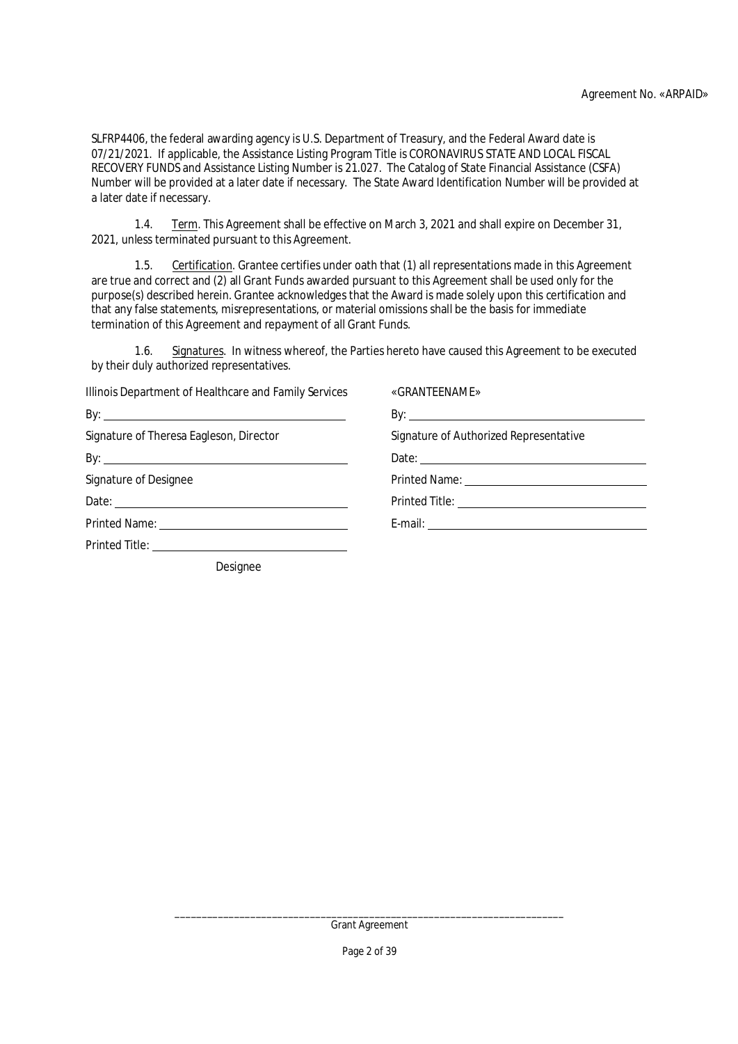SLFRP4406, the federal awarding agency is U.S. Department of Treasury, and the Federal Award date is 07/21/2021. If applicable, the Assistance Listing Program Title is CORONAVIRUS STATE AND LOCAL FISCAL RECOVERY FUNDS and Assistance Listing Number is 21.027. The Catalog of State Financial Assistance (CSFA) Number will be provided at a later date if necessary. The State Award Identification Number will be provided at a later date if necessary.

1.4. Term. This Agreement shall be effective on March 3, 2021 and shall expire on December 31, 2021, unless terminated pursuant to this Agreement.

1.5. Certification. Grantee certifies under oath that (1) all representations made in this Agreement are true and correct and (2) all Grant Funds awarded pursuant to this Agreement shall be used only for the purpose(s) described herein. Grantee acknowledges that the Award is made solely upon this certification and that any false statements, misrepresentations, or material omissions shall be the basis for immediate termination of this Agreement and repayment of all Grant Funds.

1.6. Signatures. In witness whereof, the Parties hereto have caused this Agreement to be executed by their duly authorized representatives.

| Illinois Department of Healthcare and Family Services | «GRANTEENAME» |
|---|---|
| By: ______________________ | By: ______________________ |
| Signature of Theresa Eagleson, Director | Signature of Authorized Representative |
| By: ______________________ | Date: ______________________ |
| Signature of Designee | Printed Name: ______________________ |
| Date: ______________________ | Printed Title: ______________________ |
| Printed Name: ______________________ | E-mail: ______________________ |
| Printed Title: ______________________ | |
| Designee | |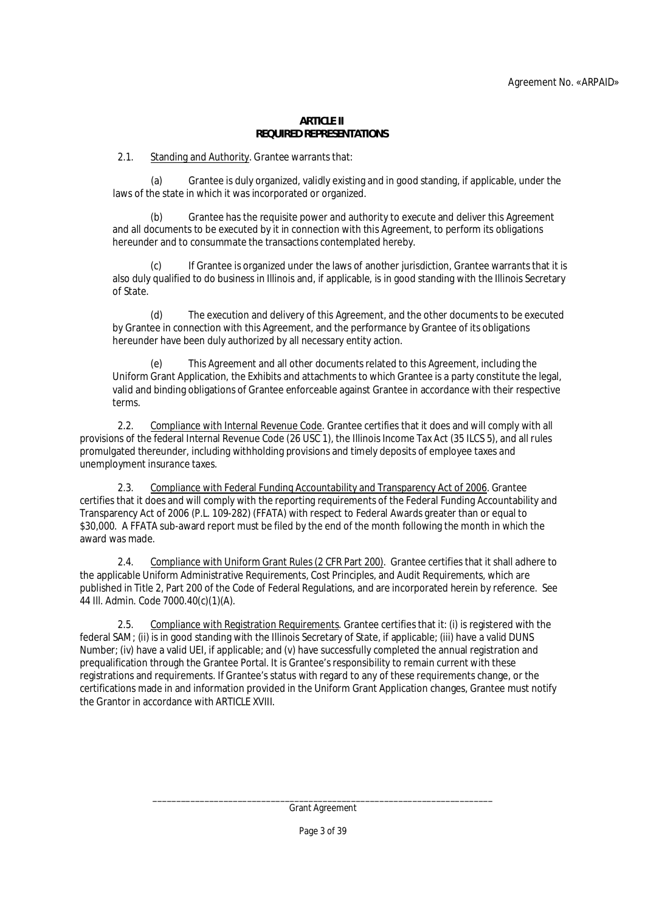## ARTICLE II
## REQUIRED REPRESENTATIONS

2.1. Standing and Authority. Grantee warrants that:

(a) Grantee is duly organized, validly existing and in good standing, if applicable, under the laws of the state in which it was incorporated or organized.

(b) Grantee has the requisite power and authority to execute and deliver this Agreement and all documents to be executed by it in connection with this Agreement, to perform its obligations hereunder and to consummate the transactions contemplated hereby.

(c) If Grantee is organized under the laws of another jurisdiction, Grantee warrants that it is also duly qualified to do business in Illinois and, if applicable, is in good standing with the Illinois Secretary of State.

(d) The execution and delivery of this Agreement, and the other documents to be executed by Grantee in connection with this Agreement, and the performance by Grantee of its obligations hereunder have been duly authorized by all necessary entity action.

(e) This Agreement and all other documents related to this Agreement, including the Uniform Grant Application, the Exhibits and attachments to which Grantee is a party constitute the legal, valid and binding obligations of Grantee enforceable against Grantee in accordance with their respective terms.

2.2. Compliance with Internal Revenue Code. Grantee certifies that it does and will comply with all provisions of the federal Internal Revenue Code (26 USC 1), the Illinois Income Tax Act (35 ILCS 5), and all rules promulgated thereunder, including withholding provisions and timely deposits of employee taxes and unemployment insurance taxes.

2.3. Compliance with Federal Funding Accountability and Transparency Act of 2006. Grantee certifies that it does and will comply with the reporting requirements of the Federal Funding Accountability and Transparency Act of 2006 (P.L. 109-282) (FFATA) with respect to Federal Awards greater than or equal to $30,000. A FFATA sub-award report must be filed by the end of the month following the month in which the award was made.

2.4. Compliance with Uniform Grant Rules (2 CFR Part 200). Grantee certifies that it shall adhere to the applicable Uniform Administrative Requirements, Cost Principles, and Audit Requirements, which are published in Title 2, Part 200 of the Code of Federal Regulations, and are incorporated herein by reference. See 44 Ill. Admin. Code 7000.40(c)(1)(A).

2.5. Compliance with Registration Requirements. Grantee certifies that it: (i) is registered with the federal SAM; (ii) is in good standing with the Illinois Secretary of State, if applicable; (iii) have a valid DUNS Number; (iv) have a valid UEI, if applicable; and (v) have successfully completed the annual registration and prequalification through the Grantee Portal. It is Grantee's responsibility to remain current with these registrations and requirements. If Grantee's status with regard to any of these requirements change, or the certifications made in and information provided in the Uniform Grant Application changes, Grantee must notify the Grantor in accordance with ARTICLE XVIII.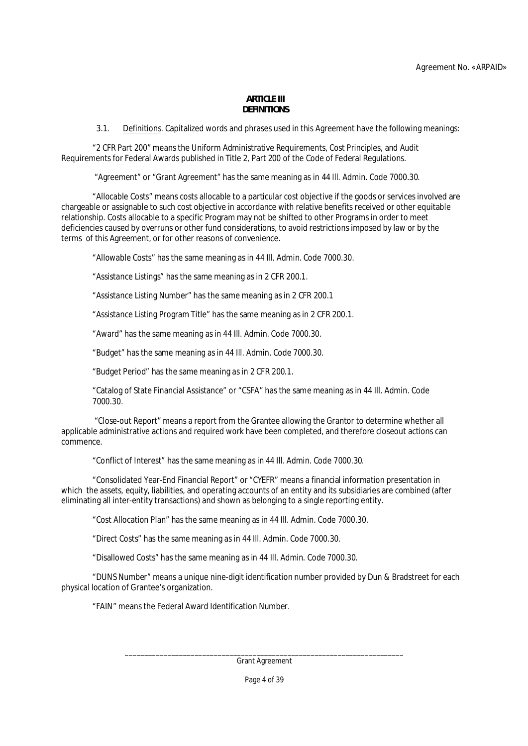## ARTICLE III
## DEFINITIONS

3.1. Definitions. Capitalized words and phrases used in this Agreement have the following meanings:

"2 CFR Part 200" means the Uniform Administrative Requirements, Cost Principles, and Audit Requirements for Federal Awards published in Title 2, Part 200 of the Code of Federal Regulations.

"Agreement" or "Grant Agreement" has the same meaning as in 44 Ill. Admin. Code 7000.30.

"Allocable Costs" means costs allocable to a particular cost objective if the goods or services involved are chargeable or assignable to such cost objective in accordance with relative benefits received or other equitable relationship. Costs allocable to a specific Program may not be shifted to other Programs in order to meet deficiencies caused by overruns or other fund considerations, to avoid restrictions imposed by law or by the terms of this Agreement, or for other reasons of convenience.

"Allowable Costs" has the same meaning as in 44 Ill. Admin. Code 7000.30.

"Assistance Listings" has the same meaning as in 2 CFR 200.1.

"Assistance Listing Number" has the same meaning as in 2 CFR 200.1

"Assistance Listing Program Title" has the same meaning as in 2 CFR 200.1.

"Award" has the same meaning as in 44 Ill. Admin. Code 7000.30.

"Budget" has the same meaning as in 44 Ill. Admin. Code 7000.30.

"Budget Period" has the same meaning as in 2 CFR 200.1.

"Catalog of State Financial Assistance" or "CSFA" has the same meaning as in 44 Ill. Admin. Code 7000.30.

"Close-out Report" means a report from the Grantee allowing the Grantor to determine whether all applicable administrative actions and required work have been completed, and therefore closeout actions can commence.

"Conflict of Interest" has the same meaning as in 44 Ill. Admin. Code 7000.30.

"Consolidated Year-End Financial Report" or "CYEFR" means a financial information presentation in which the assets, equity, liabilities, and operating accounts of an entity and its subsidiaries are combined (after eliminating all inter-entity transactions) and shown as belonging to a single reporting entity.

"Cost Allocation Plan" has the same meaning as in 44 Ill. Admin. Code 7000.30.

"Direct Costs" has the same meaning as in 44 Ill. Admin. Code 7000.30.

"Disallowed Costs" has the same meaning as in 44 Ill. Admin. Code 7000.30.

"DUNS Number" means a unique nine-digit identification number provided by Dun & Bradstreet for each physical location of Grantee's organization.

"FAIN" means the Federal Award Identification Number.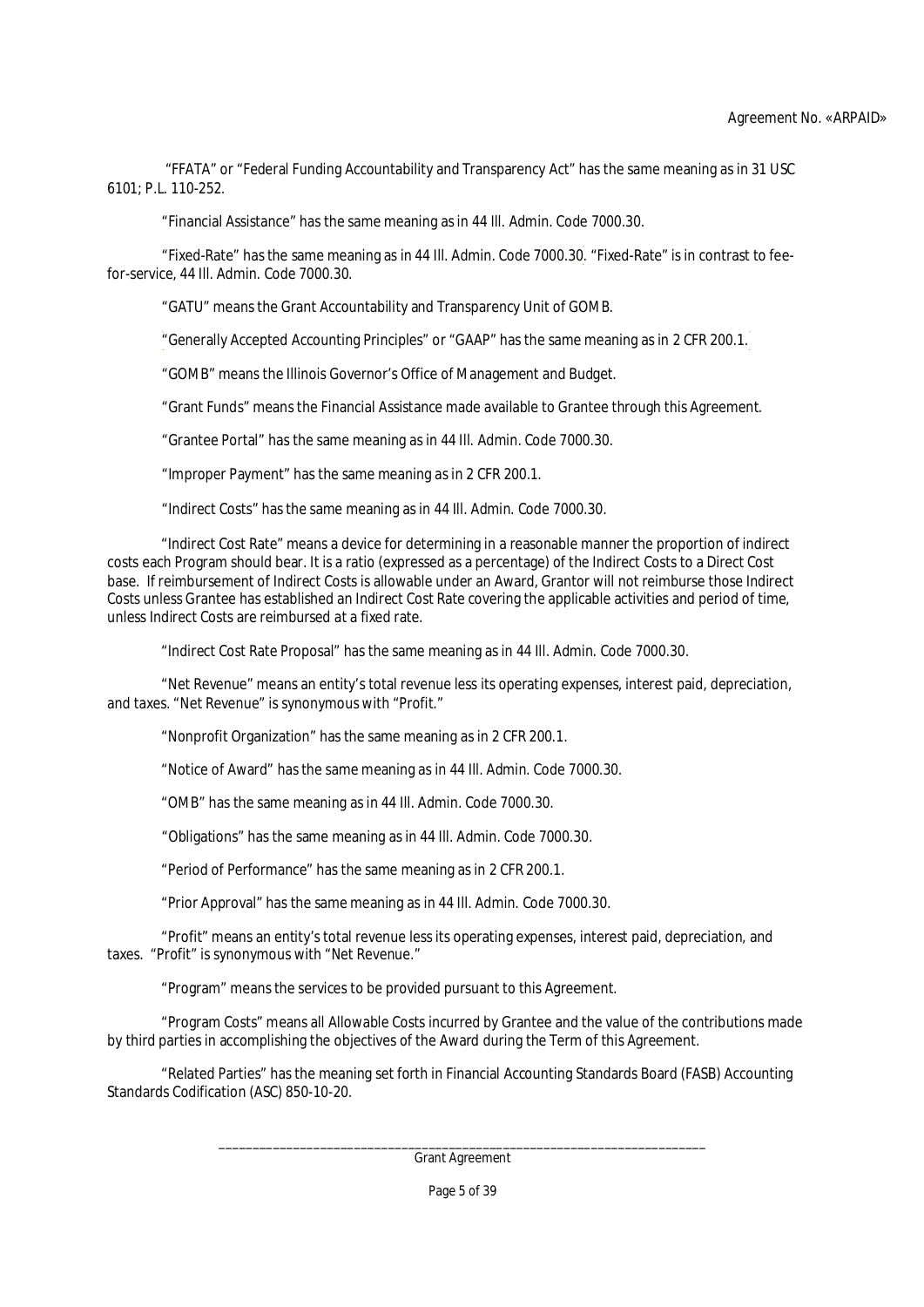"FFATA" or "Federal Funding Accountability and Transparency Act" has the same meaning as in 31 USC 6101; P.L. 110-252.

"Financial Assistance" has the same meaning as in 44 Ill. Admin. Code 7000.30.

"Fixed-Rate" has the same meaning as in 44 Ill. Admin. Code 7000.30. "Fixed-Rate" is in contrast to fee-for-service, 44 Ill. Admin. Code 7000.30.

"GATU" means the Grant Accountability and Transparency Unit of GOMB.

"Generally Accepted Accounting Principles" or "GAAP" has the same meaning as in 2 CFR 200.1.

"GOMB" means the Illinois Governor's Office of Management and Budget.

"Grant Funds" means the Financial Assistance made available to Grantee through this Agreement.

"Grantee Portal" has the same meaning as in 44 Ill. Admin. Code 7000.30.

"Improper Payment" has the same meaning as in 2 CFR 200.1.

"Indirect Costs" has the same meaning as in 44 Ill. Admin. Code 7000.30.

"Indirect Cost Rate" means a device for determining in a reasonable manner the proportion of indirect costs each Program should bear. It is a ratio (expressed as a percentage) of the Indirect Costs to a Direct Cost base. If reimbursement of Indirect Costs is allowable under an Award, Grantor will not reimburse those Indirect Costs unless Grantee has established an Indirect Cost Rate covering the applicable activities and period of time, unless Indirect Costs are reimbursed at a fixed rate.

"Indirect Cost Rate Proposal" has the same meaning as in 44 Ill. Admin. Code 7000.30.

"Net Revenue" means an entity's total revenue less its operating expenses, interest paid, depreciation, and taxes. "Net Revenue" is synonymous with "Profit."

"Nonprofit Organization" has the same meaning as in 2 CFR 200.1.

"Notice of Award" has the same meaning as in 44 Ill. Admin. Code 7000.30.

"OMB" has the same meaning as in 44 Ill. Admin. Code 7000.30.

"Obligations" has the same meaning as in 44 Ill. Admin. Code 7000.30.

"Period of Performance" has the same meaning as in 2 CFR 200.1.

"Prior Approval" has the same meaning as in 44 Ill. Admin. Code 7000.30.

"Profit" means an entity's total revenue less its operating expenses, interest paid, depreciation, and taxes. "Profit" is synonymous with "Net Revenue."

"Program" means the services to be provided pursuant to this Agreement.

"Program Costs" means all Allowable Costs incurred by Grantee and the value of the contributions made by third parties in accomplishing the objectives of the Award during the Term of this Agreement.

"Related Parties" has the meaning set forth in Financial Accounting Standards Board (FASB) Accounting Standards Codification (ASC) 850-10-20.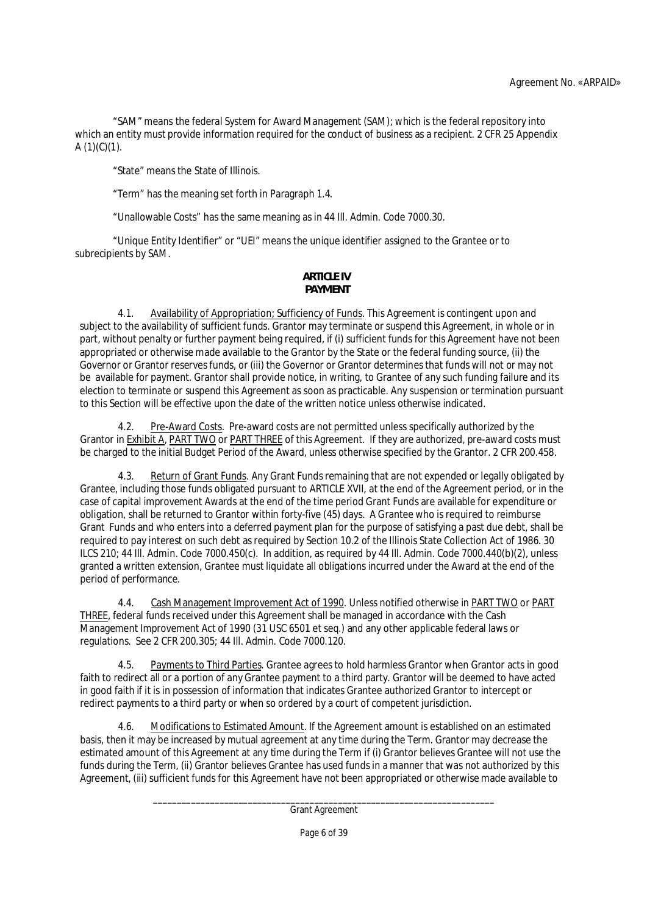"SAM" means the federal System for Award Management (SAM); which is the federal repository into which an entity must provide information required for the conduct of business as a recipient. 2 CFR 25 Appendix A (1)(C)(1).

"State" means the State of Illinois.

"Term" has the meaning set forth in Paragraph 1.4.

"Unallowable Costs" has the same meaning as in 44 Ill. Admin. Code 7000.30.

"Unique Entity Identifier" or "UEI" means the unique identifier assigned to the Grantee or to subrecipients by SAM.

## ARTICLE IV
## PAYMENT

4.1. Availability of Appropriation; Sufficiency of Funds. This Agreement is contingent upon and subject to the availability of sufficient funds. Grantor may terminate or suspend this Agreement, in whole or in part, without penalty or further payment being required, if (i) sufficient funds for this Agreement have not been appropriated or otherwise made available to the Grantor by the State or the federal funding source, (ii) the Governor or Grantor reserves funds, or (iii) the Governor or Grantor determines that funds will not or may not be available for payment. Grantor shall provide notice, in writing, to Grantee of any such funding failure and its election to terminate or suspend this Agreement as soon as practicable. Any suspension or termination pursuant to this Section will be effective upon the date of the written notice unless otherwise indicated.

4.2. Pre-Award Costs. Pre-award costs are not permitted unless specifically authorized by the Grantor in Exhibit A, PART TWO or PART THREE of this Agreement. If they are authorized, pre-award costs must be charged to the initial Budget Period of the Award, unless otherwise specified by the Grantor. 2 CFR 200.458.

4.3. Return of Grant Funds. Any Grant Funds remaining that are not expended or legally obligated by Grantee, including those funds obligated pursuant to ARTICLE XVII, at the end of the Agreement period, or in the case of capital improvement Awards at the end of the time period Grant Funds are available for expenditure or obligation, shall be returned to Grantor within forty-five (45) days. A Grantee who is required to reimburse Grant Funds and who enters into a deferred payment plan for the purpose of satisfying a past due debt, shall be required to pay interest on such debt as required by Section 10.2 of the Illinois State Collection Act of 1986. 30 ILCS 210; 44 Ill. Admin. Code 7000.450(c). In addition, as required by 44 Ill. Admin. Code 7000.440(b)(2), unless granted a written extension, Grantee must liquidate all obligations incurred under the Award at the end of the period of performance.

4.4. Cash Management Improvement Act of 1990. Unless notified otherwise in PART TWO or PART THREE, federal funds received under this Agreement shall be managed in accordance with the Cash Management Improvement Act of 1990 (31 USC 6501 et seq.) and any other applicable federal laws or regulations. See 2 CFR 200.305; 44 Ill. Admin. Code 7000.120.

4.5. Payments to Third Parties. Grantee agrees to hold harmless Grantor when Grantor acts in good faith to redirect all or a portion of any Grantee payment to a third party. Grantor will be deemed to have acted in good faith if it is in possession of information that indicates Grantee authorized Grantor to intercept or redirect payments to a third party or when so ordered by a court of competent jurisdiction.

4.6. Modifications to Estimated Amount. If the Agreement amount is established on an estimated basis, then it may be increased by mutual agreement at any time during the Term. Grantor may decrease the estimated amount of this Agreement at any time during the Term if (i) Grantor believes Grantee will not use the funds during the Term, (ii) Grantor believes Grantee has used funds in a manner that was not authorized by this Agreement, (iii) sufficient funds for this Agreement have not been appropriated or otherwise made available to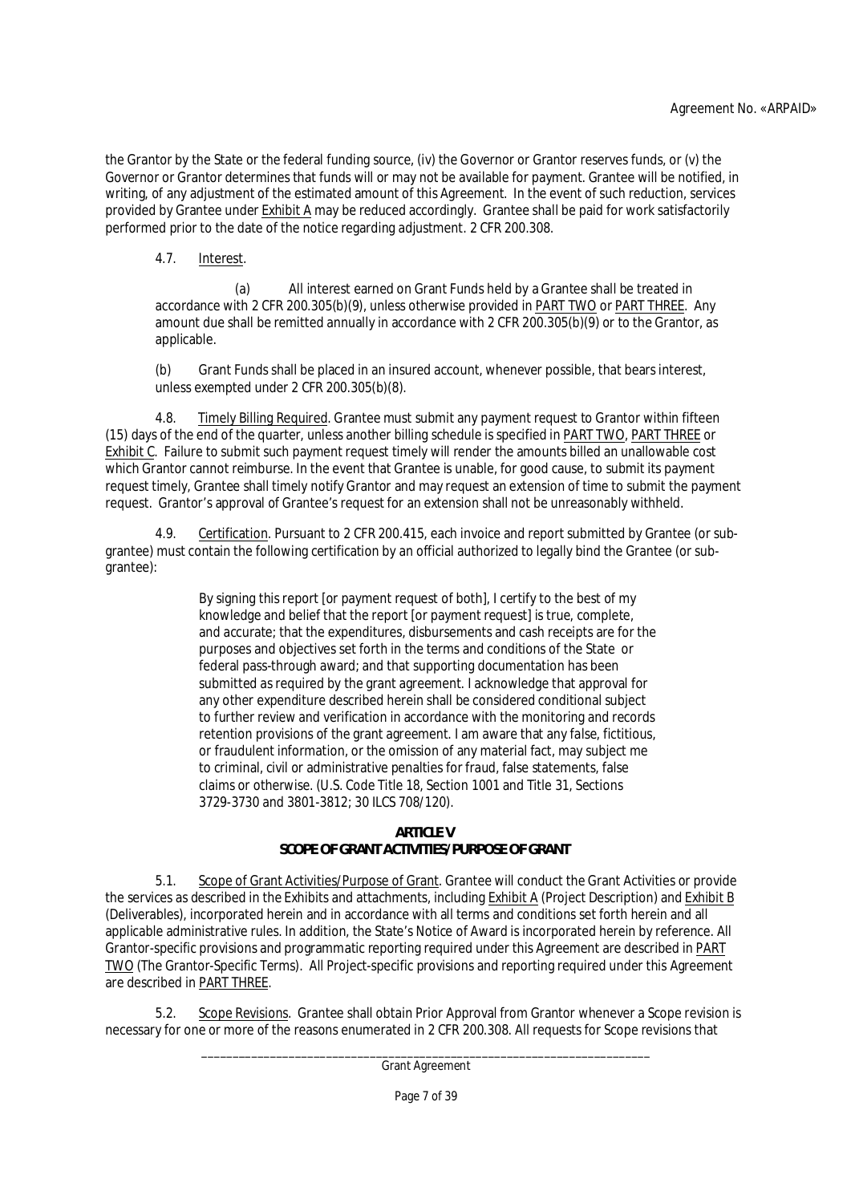the Grantor by the State or the federal funding source, (iv) the Governor or Grantor reserves funds, or (v) the Governor or Grantor determines that funds will or may not be available for payment. Grantee will be notified, in writing, of any adjustment of the estimated amount of this Agreement. In the event of such reduction, services provided by Grantee under Exhibit A may be reduced accordingly. Grantee shall be paid for work satisfactorily performed prior to the date of the notice regarding adjustment. 2 CFR 200.308.

4.7. Interest.

(a) All interest earned on Grant Funds held by a Grantee shall be treated in accordance with 2 CFR 200.305(b)(9), unless otherwise provided in PART TWO or PART THREE. Any amount due shall be remitted annually in accordance with 2 CFR 200.305(b)(9) or to the Grantor, as applicable.

(b) Grant Funds shall be placed in an insured account, whenever possible, that bears interest, unless exempted under 2 CFR 200.305(b)(8).

4.8. Timely Billing Required. Grantee must submit any payment request to Grantor within fifteen (15) days of the end of the quarter, unless another billing schedule is specified in PART TWO, PART THREE or Exhibit C. Failure to submit such payment request timely will render the amounts billed an unallowable cost which Grantor cannot reimburse. In the event that Grantee is unable, for good cause, to submit its payment request timely, Grantee shall timely notify Grantor and may request an extension of time to submit the payment request. Grantor's approval of Grantee's request for an extension shall not be unreasonably withheld.

4.9. Certification. Pursuant to 2 CFR 200.415, each invoice and report submitted by Grantee (or sub-grantee) must contain the following certification by an official authorized to legally bind the Grantee (or sub-grantee):

> By signing this report [or payment request of both], I certify to the best of my knowledge and belief that the report [or payment request] is true, complete, and accurate; that the expenditures, disbursements and cash receipts are for the purposes and objectives set forth in the terms and conditions of the State or federal pass-through award; and that supporting documentation has been submitted as required by the grant agreement. I acknowledge that approval for any other expenditure described herein shall be considered conditional subject to further review and verification in accordance with the monitoring and records retention provisions of the grant agreement. I am aware that any false, fictitious, or fraudulent information, or the omission of any material fact, may subject me to criminal, civil or administrative penalties for fraud, false statements, false claims or otherwise. (U.S. Code Title 18, Section 1001 and Title 31, Sections 3729-3730 and 3801-3812; 30 ILCS 708/120).

## ARTICLE V
## SCOPE OF GRANT ACTIVITIES/PURPOSE OF GRANT

5.1. Scope of Grant Activities/Purpose of Grant. Grantee will conduct the Grant Activities or provide the services as described in the Exhibits and attachments, including Exhibit A (Project Description) and Exhibit B (Deliverables), incorporated herein and in accordance with all terms and conditions set forth herein and all applicable administrative rules. In addition, the State's Notice of Award is incorporated herein by reference. All Grantor-specific provisions and programmatic reporting required under this Agreement are described in PART TWO (The Grantor-Specific Terms). All Project-specific provisions and reporting required under this Agreement are described in PART THREE.

5.2. Scope Revisions. Grantee shall obtain Prior Approval from Grantor whenever a Scope revision is necessary for one or more of the reasons enumerated in 2 CFR 200.308. All requests for Scope revisions that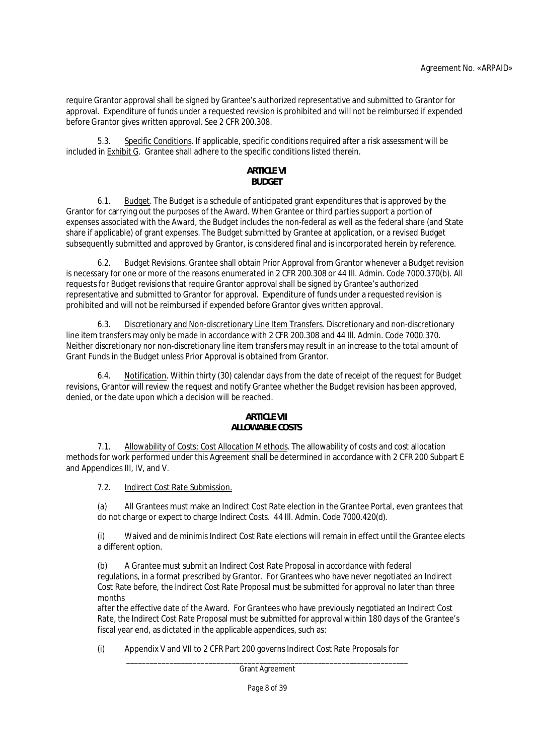require Grantor approval shall be signed by Grantee's authorized representative and submitted to Grantor for approval. Expenditure of funds under a requested revision is prohibited and will not be reimbursed if expended before Grantor gives written approval. See 2 CFR 200.308.

5.3. Specific Conditions. If applicable, specific conditions required after a risk assessment will be included in Exhibit G. Grantee shall adhere to the specific conditions listed therein.

## ARTICLE VI
## BUDGET

6.1. Budget. The Budget is a schedule of anticipated grant expenditures that is approved by the Grantor for carrying out the purposes of the Award. When Grantee or third parties support a portion of expenses associated with the Award, the Budget includes the non-federal as well as the federal share (and State share if applicable) of grant expenses. The Budget submitted by Grantee at application, or a revised Budget subsequently submitted and approved by Grantor, is considered final and is incorporated herein by reference.

6.2. Budget Revisions. Grantee shall obtain Prior Approval from Grantor whenever a Budget revision is necessary for one or more of the reasons enumerated in 2 CFR 200.308 or 44 Ill. Admin. Code 7000.370(b). All requests for Budget revisions that require Grantor approval shall be signed by Grantee's authorized representative and submitted to Grantor for approval. Expenditure of funds under a requested revision is prohibited and will not be reimbursed if expended before Grantor gives written approval.

6.3. Discretionary and Non-discretionary Line Item Transfers. Discretionary and non-discretionary line item transfers may only be made in accordance with 2 CFR 200.308 and 44 Ill. Admin. Code 7000.370. Neither discretionary nor non-discretionary line item transfers may result in an increase to the total amount of Grant Funds in the Budget unless Prior Approval is obtained from Grantor.

6.4. Notification. Within thirty (30) calendar days from the date of receipt of the request for Budget revisions, Grantor will review the request and notify Grantee whether the Budget revision has been approved, denied, or the date upon which a decision will be reached.

## ARTICLE VII
## ALLOWABLE COSTS

7.1. Allowability of Costs; Cost Allocation Methods. The allowability of costs and cost allocation methods for work performed under this Agreement shall be determined in accordance with 2 CFR 200 Subpart E and Appendices III, IV, and V.

7.2. Indirect Cost Rate Submission.

(a) All Grantees must make an Indirect Cost Rate election in the Grantee Portal, even grantees that do not charge or expect to charge Indirect Costs. 44 Ill. Admin. Code 7000.420(d).

(i) Waived and de minimis Indirect Cost Rate elections will remain in effect until the Grantee elects a different option.

(b) A Grantee must submit an Indirect Cost Rate Proposal in accordance with federal regulations, in a format prescribed by Grantor. For Grantees who have never negotiated an Indirect Cost Rate before, the Indirect Cost Rate Proposal must be submitted for approval no later than three months after the effective date of the Award. For Grantees who have previously negotiated an Indirect Cost Rate, the Indirect Cost Rate Proposal must be submitted for approval within 180 days of the Grantee's fiscal year end, as dictated in the applicable appendices, such as:

(i) Appendix V and VII to 2 CFR Part 200 governs Indirect Cost Rate Proposals for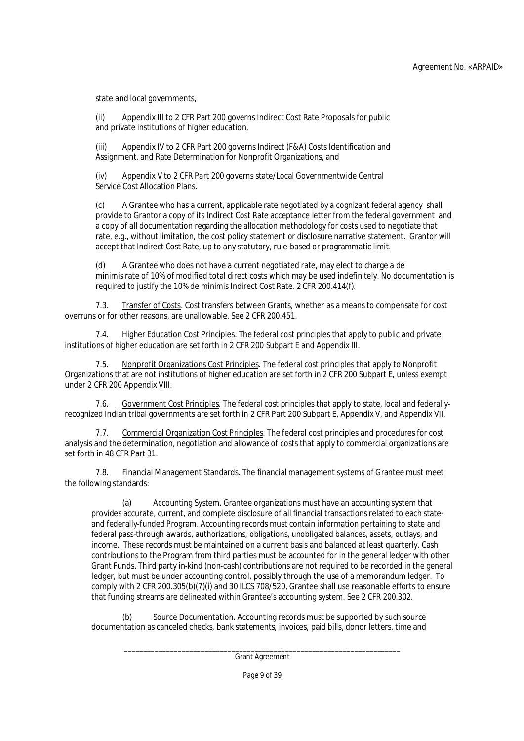state and local governments,

(ii) Appendix III to 2 CFR Part 200 governs Indirect Cost Rate Proposals for public and private institutions of higher education,

(iii) Appendix IV to 2 CFR Part 200 governs Indirect (F&A) Costs Identification and Assignment, and Rate Determination for Nonprofit Organizations, and

(iv) Appendix V to 2 CFR Part 200 governs state/Local Governmentwide Central Service Cost Allocation Plans.

(c) A Grantee who has a current, applicable rate negotiated by a cognizant federal agency shall provide to Grantor a copy of its Indirect Cost Rate acceptance letter from the federal government and a copy of all documentation regarding the allocation methodology for costs used to negotiate that rate, e.g., without limitation, the cost policy statement or disclosure narrative statement. Grantor will accept that Indirect Cost Rate, up to any statutory, rule-based or programmatic limit.

(d) A Grantee who does not have a current negotiated rate, may elect to charge a de minimis rate of 10% of modified total direct costs which may be used indefinitely. No documentation is required to justify the 10% de minimis Indirect Cost Rate. 2 CFR 200.414(f).

7.3. Transfer of Costs. Cost transfers between Grants, whether as a means to compensate for cost overruns or for other reasons, are unallowable. See 2 CFR 200.451.

7.4. Higher Education Cost Principles. The federal cost principles that apply to public and private institutions of higher education are set forth in 2 CFR 200 Subpart E and Appendix III.

7.5. Nonprofit Organizations Cost Principles. The federal cost principles that apply to Nonprofit Organizations that are not institutions of higher education are set forth in 2 CFR 200 Subpart E, unless exempt under 2 CFR 200 Appendix VIII.

7.6. Government Cost Principles. The federal cost principles that apply to state, local and federally-recognized Indian tribal governments are set forth in 2 CFR Part 200 Subpart E, Appendix V, and Appendix VII.

7.7. Commercial Organization Cost Principles. The federal cost principles and procedures for cost analysis and the determination, negotiation and allowance of costs that apply to commercial organizations are set forth in 48 CFR Part 31.

7.8. Financial Management Standards. The financial management systems of Grantee must meet the following standards:

(a) Accounting System. Grantee organizations must have an accounting system that provides accurate, current, and complete disclosure of all financial transactions related to each state- and federally-funded Program. Accounting records must contain information pertaining to state and federal pass-through awards, authorizations, obligations, unobligated balances, assets, outlays, and income. These records must be maintained on a current basis and balanced at least quarterly. Cash contributions to the Program from third parties must be accounted for in the general ledger with other Grant Funds. Third party in-kind (non-cash) contributions are not required to be recorded in the general ledger, but must be under accounting control, possibly through the use of a memorandum ledger. To comply with 2 CFR 200.305(b)(7)(i) and 30 ILCS 708/520, Grantee shall use reasonable efforts to ensure that funding streams are delineated within Grantee's accounting system. See 2 CFR 200.302.

(b) Source Documentation. Accounting records must be supported by such source documentation as canceled checks, bank statements, invoices, paid bills, donor letters, time and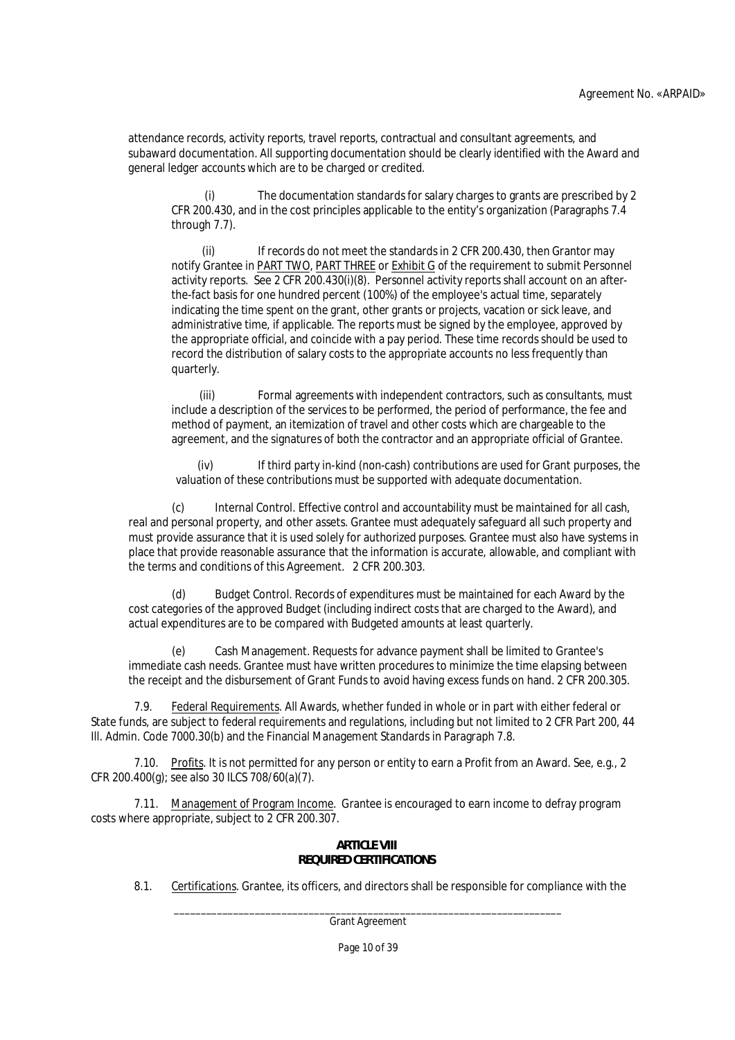attendance records, activity reports, travel reports, contractual and consultant agreements, and subaward documentation. All supporting documentation should be clearly identified with the Award and general ledger accounts which are to be charged or credited.

(i) The documentation standards for salary charges to grants are prescribed by 2 CFR 200.430, and in the cost principles applicable to the entity's organization (Paragraphs 7.4 through 7.7).

(ii) If records do not meet the standards in 2 CFR 200.430, then Grantor may notify Grantee in PART TWO, PART THREE or Exhibit G of the requirement to submit Personnel activity reports. See 2 CFR 200.430(i)(8). Personnel activity reports shall account on an after-the-fact basis for one hundred percent (100%) of the employee's actual time, separately indicating the time spent on the grant, other grants or projects, vacation or sick leave, and administrative time, if applicable. The reports must be signed by the employee, approved by the appropriate official, and coincide with a pay period. These time records should be used to record the distribution of salary costs to the appropriate accounts no less frequently than quarterly.

(iii) Formal agreements with independent contractors, such as consultants, must include a description of the services to be performed, the period of performance, the fee and method of payment, an itemization of travel and other costs which are chargeable to the agreement, and the signatures of both the contractor and an appropriate official of Grantee.

(iv) If third party in-kind (non-cash) contributions are used for Grant purposes, the valuation of these contributions must be supported with adequate documentation.

(c) Internal Control. Effective control and accountability must be maintained for all cash, real and personal property, and other assets. Grantee must adequately safeguard all such property and must provide assurance that it is used solely for authorized purposes. Grantee must also have systems in place that provide reasonable assurance that the information is accurate, allowable, and compliant with the terms and conditions of this Agreement. 2 CFR 200.303.

(d) Budget Control. Records of expenditures must be maintained for each Award by the cost categories of the approved Budget (including indirect costs that are charged to the Award), and actual expenditures are to be compared with Budgeted amounts at least quarterly.

(e) Cash Management. Requests for advance payment shall be limited to Grantee's immediate cash needs. Grantee must have written procedures to minimize the time elapsing between the receipt and the disbursement of Grant Funds to avoid having excess funds on hand. 2 CFR 200.305.

7.9. Federal Requirements. All Awards, whether funded in whole or in part with either federal or State funds, are subject to federal requirements and regulations, including but not limited to 2 CFR Part 200, 44 Ill. Admin. Code 7000.30(b) and the Financial Management Standards in Paragraph 7.8.

7.10. Profits. It is not permitted for any person or entity to earn a Profit from an Award. See, e.g., 2 CFR 200.400(g); see also 30 ILCS 708/60(a)(7).

7.11. Management of Program Income. Grantee is encouraged to earn income to defray program costs where appropriate, subject to 2 CFR 200.307.

## ARTICLE VIII
## REQUIRED CERTIFICATIONS

8.1. Certifications. Grantee, its officers, and directors shall be responsible for compliance with the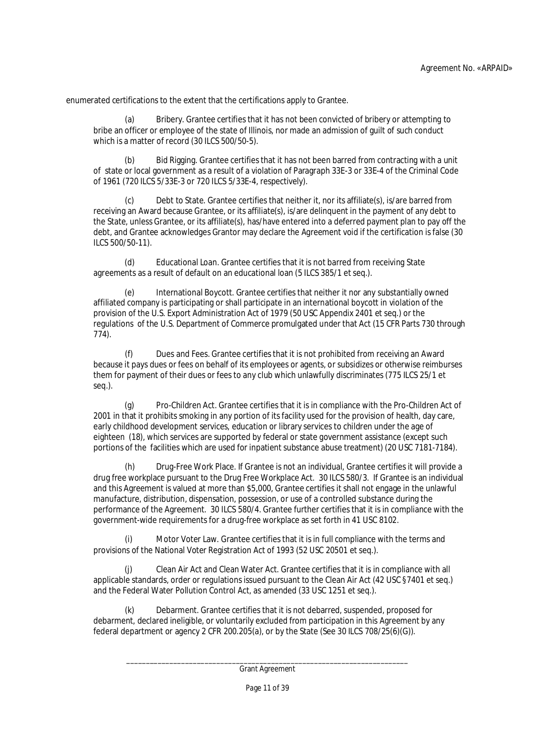enumerated certifications to the extent that the certifications apply to Grantee.

(a) Bribery. Grantee certifies that it has not been convicted of bribery or attempting to bribe an officer or employee of the state of Illinois, nor made an admission of guilt of such conduct which is a matter of record (30 ILCS 500/50-5).

(b) Bid Rigging. Grantee certifies that it has not been barred from contracting with a unit of state or local government as a result of a violation of Paragraph 33E-3 or 33E-4 of the Criminal Code of 1961 (720 ILCS 5/33E-3 or 720 ILCS 5/33E-4, respectively).

(c) Debt to State. Grantee certifies that neither it, nor its affiliate(s), is/are barred from receiving an Award because Grantee, or its affiliate(s), is/are delinquent in the payment of any debt to the State, unless Grantee, or its affiliate(s), has/have entered into a deferred payment plan to pay off the debt, and Grantee acknowledges Grantor may declare the Agreement void if the certification is false (30 ILCS 500/50-11).

(d) Educational Loan. Grantee certifies that it is not barred from receiving State agreements as a result of default on an educational loan (5 ILCS 385/1 et seq.).

(e) International Boycott. Grantee certifies that neither it nor any substantially owned affiliated company is participating or shall participate in an international boycott in violation of the provision of the U.S. Export Administration Act of 1979 (50 USC Appendix 2401 et seq.) or the regulations of the U.S. Department of Commerce promulgated under that Act (15 CFR Parts 730 through 774).

(f) Dues and Fees. Grantee certifies that it is not prohibited from receiving an Award because it pays dues or fees on behalf of its employees or agents, or subsidizes or otherwise reimburses them for payment of their dues or fees to any club which unlawfully discriminates (775 ILCS 25/1 et seq.).

(g) Pro-Children Act. Grantee certifies that it is in compliance with the Pro-Children Act of 2001 in that it prohibits smoking in any portion of its facility used for the provision of health, day care, early childhood development services, education or library services to children under the age of eighteen (18), which services are supported by federal or state government assistance (except such portions of the facilities which are used for inpatient substance abuse treatment) (20 USC 7181-7184).

(h) Drug-Free Work Place. If Grantee is not an individual, Grantee certifies it will provide a drug free workplace pursuant to the Drug Free Workplace Act. 30 ILCS 580/3. If Grantee is an individual and this Agreement is valued at more than $5,000, Grantee certifies it shall not engage in the unlawful manufacture, distribution, dispensation, possession, or use of a controlled substance during the performance of the Agreement. 30 ILCS 580/4. Grantee further certifies that it is in compliance with the government-wide requirements for a drug-free workplace as set forth in 41 USC 8102.

(i) Motor Voter Law. Grantee certifies that it is in full compliance with the terms and provisions of the National Voter Registration Act of 1993 (52 USC 20501 et seq.).

(j) Clean Air Act and Clean Water Act. Grantee certifies that it is in compliance with all applicable standards, order or regulations issued pursuant to the Clean Air Act (42 USC §7401 et seq.) and the Federal Water Pollution Control Act, as amended (33 USC 1251 et seq.).

(k) Debarment. Grantee certifies that it is not debarred, suspended, proposed for debarment, declared ineligible, or voluntarily excluded from participation in this Agreement by any federal department or agency 2 CFR 200.205(a), or by the State (See 30 ILCS 708/25(6)(G)).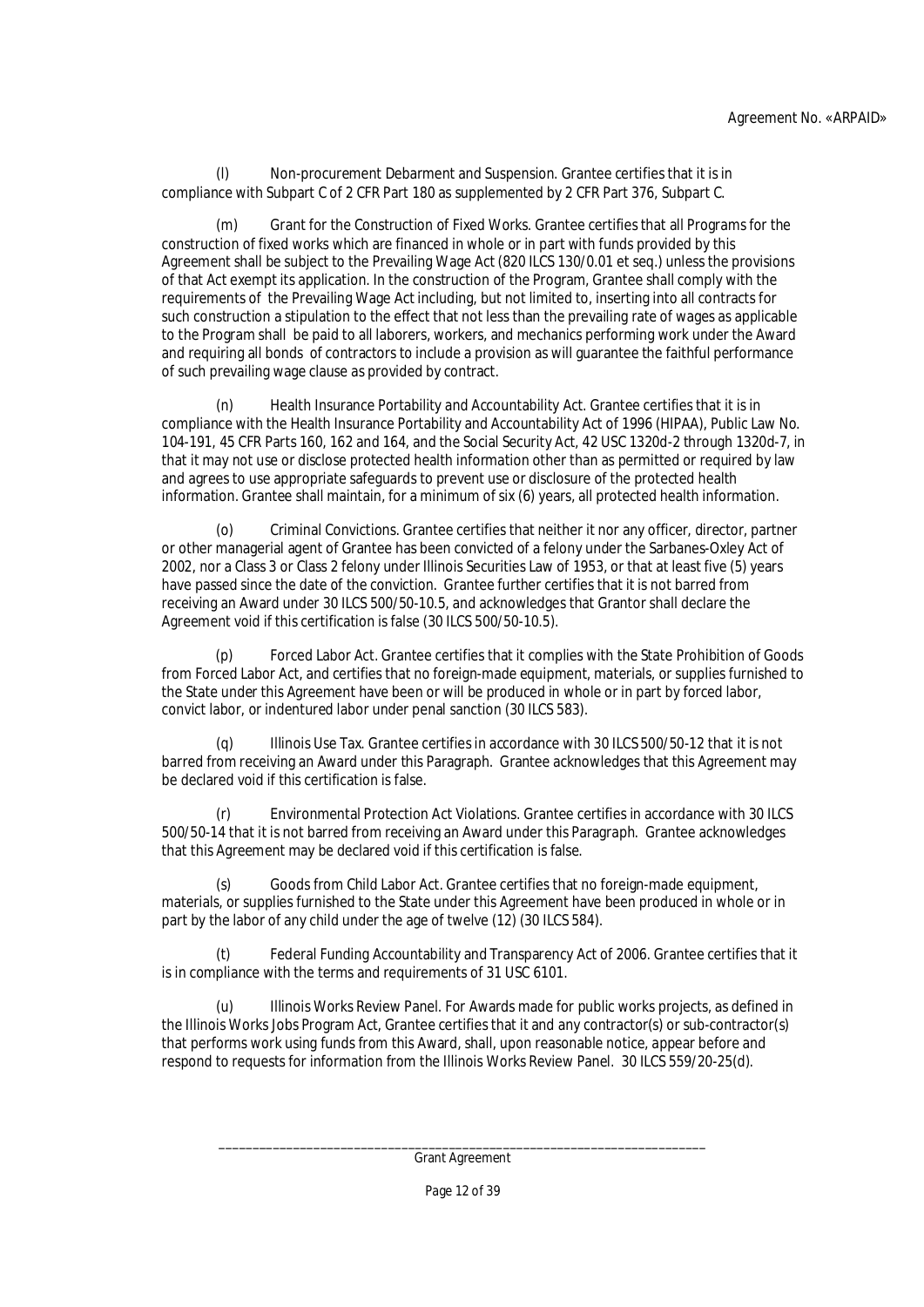(l) Non-procurement Debarment and Suspension. Grantee certifies that it is in compliance with Subpart C of 2 CFR Part 180 as supplemented by 2 CFR Part 376, Subpart C.

(m) Grant for the Construction of Fixed Works. Grantee certifies that all Programs for the construction of fixed works which are financed in whole or in part with funds provided by this Agreement shall be subject to the Prevailing Wage Act (820 ILCS 130/0.01 et seq.) unless the provisions of that Act exempt its application. In the construction of the Program, Grantee shall comply with the requirements of the Prevailing Wage Act including, but not limited to, inserting into all contracts for such construction a stipulation to the effect that not less than the prevailing rate of wages as applicable to the Program shall be paid to all laborers, workers, and mechanics performing work under the Award and requiring all bonds of contractors to include a provision as will guarantee the faithful performance of such prevailing wage clause as provided by contract.

(n) Health Insurance Portability and Accountability Act. Grantee certifies that it is in compliance with the Health Insurance Portability and Accountability Act of 1996 (HIPAA), Public Law No. 104-191, 45 CFR Parts 160, 162 and 164, and the Social Security Act, 42 USC 1320d-2 through 1320d-7, in that it may not use or disclose protected health information other than as permitted or required by law and agrees to use appropriate safeguards to prevent use or disclosure of the protected health information. Grantee shall maintain, for a minimum of six (6) years, all protected health information.

(o) Criminal Convictions. Grantee certifies that neither it nor any officer, director, partner or other managerial agent of Grantee has been convicted of a felony under the Sarbanes-Oxley Act of 2002, nor a Class 3 or Class 2 felony under Illinois Securities Law of 1953, or that at least five (5) years have passed since the date of the conviction. Grantee further certifies that it is not barred from receiving an Award under 30 ILCS 500/50-10.5, and acknowledges that Grantor shall declare the Agreement void if this certification is false (30 ILCS 500/50-10.5).

(p) Forced Labor Act. Grantee certifies that it complies with the State Prohibition of Goods from Forced Labor Act, and certifies that no foreign-made equipment, materials, or supplies furnished to the State under this Agreement have been or will be produced in whole or in part by forced labor, convict labor, or indentured labor under penal sanction (30 ILCS 583).

(q) Illinois Use Tax. Grantee certifies in accordance with 30 ILCS 500/50-12 that it is not barred from receiving an Award under this Paragraph. Grantee acknowledges that this Agreement may be declared void if this certification is false.

(r) Environmental Protection Act Violations. Grantee certifies in accordance with 30 ILCS 500/50-14 that it is not barred from receiving an Award under this Paragraph. Grantee acknowledges that this Agreement may be declared void if this certification is false.

(s) Goods from Child Labor Act. Grantee certifies that no foreign-made equipment, materials, or supplies furnished to the State under this Agreement have been produced in whole or in part by the labor of any child under the age of twelve (12) (30 ILCS 584).

(t) Federal Funding Accountability and Transparency Act of 2006. Grantee certifies that it is in compliance with the terms and requirements of 31 USC 6101.

(u) Illinois Works Review Panel. For Awards made for public works projects, as defined in the Illinois Works Jobs Program Act, Grantee certifies that it and any contractor(s) or sub-contractor(s) that performs work using funds from this Award, shall, upon reasonable notice, appear before and respond to requests for information from the Illinois Works Review Panel. 30 ILCS 559/20-25(d).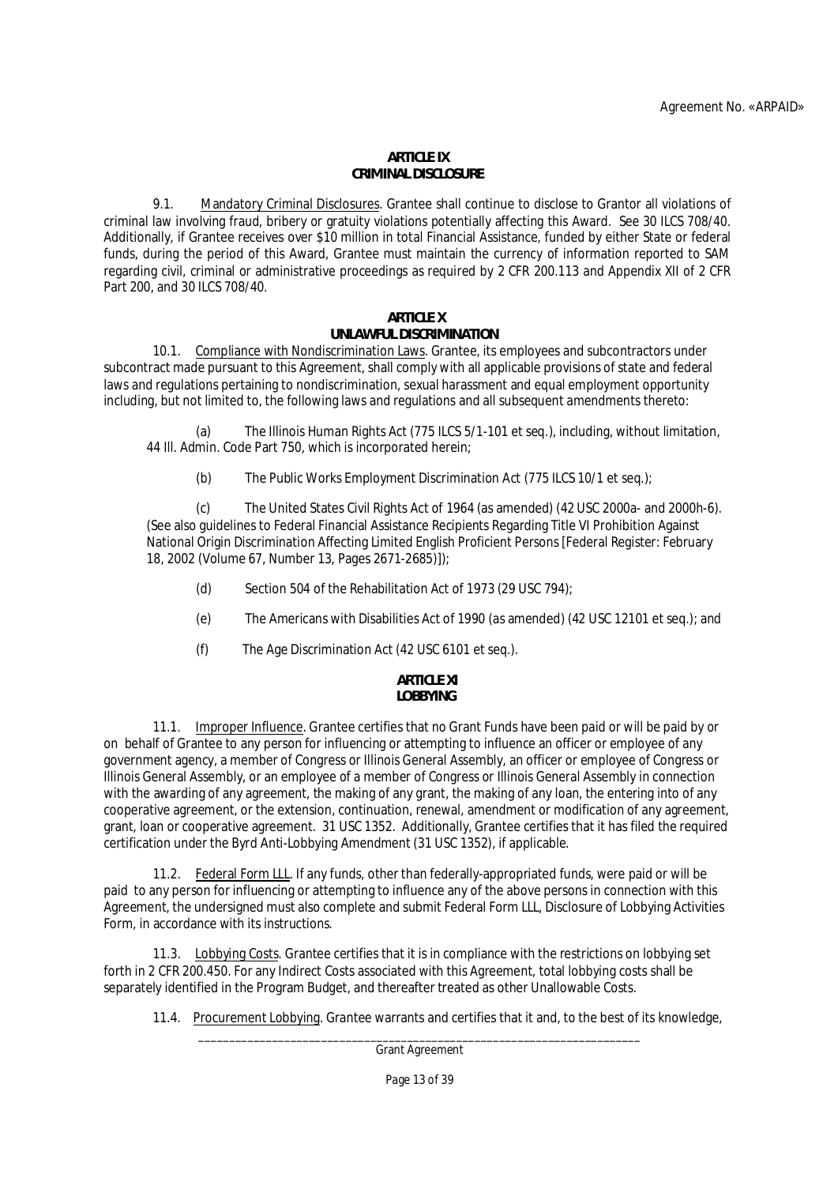## ARTICLE IX
## CRIMINAL DISCLOSURE

9.1. Mandatory Criminal Disclosures. Grantee shall continue to disclose to Grantor all violations of criminal law involving fraud, bribery or gratuity violations potentially affecting this Award. See 30 ILCS 708/40. Additionally, if Grantee receives over $10 million in total Financial Assistance, funded by either State or federal funds, during the period of this Award, Grantee must maintain the currency of information reported to SAM regarding civil, criminal or administrative proceedings as required by 2 CFR 200.113 and Appendix XII of 2 CFR Part 200, and 30 ILCS 708/40.

## ARTICLE X
## UNLAWFUL DISCRIMINATION

10.1. Compliance with Nondiscrimination Laws. Grantee, its employees and subcontractors under subcontract made pursuant to this Agreement, shall comply with all applicable provisions of state and federal laws and regulations pertaining to nondiscrimination, sexual harassment and equal employment opportunity including, but not limited to, the following laws and regulations and all subsequent amendments thereto:

(a) The Illinois Human Rights Act (775 ILCS 5/1-101 et seq.), including, without limitation, 44 Ill. Admin. Code Part 750, which is incorporated herein;

(b) The Public Works Employment Discrimination Act (775 ILCS 10/1 et seq.);

(c) The United States Civil Rights Act of 1964 (as amended) (42 USC 2000a- and 2000h-6). (See also guidelines to Federal Financial Assistance Recipients Regarding Title VI Prohibition Against National Origin Discrimination Affecting Limited English Proficient Persons [Federal Register: February 18, 2002 (Volume 67, Number 13, Pages 2671-2685)]);

(d) Section 504 of the Rehabilitation Act of 1973 (29 USC 794);

(e) The Americans with Disabilities Act of 1990 (as amended) (42 USC 12101 et seq.); and

(f) The Age Discrimination Act (42 USC 6101 et seq.).

## ARTICLE XI
## LOBBYING

11.1. Improper Influence. Grantee certifies that no Grant Funds have been paid or will be paid by or on behalf of Grantee to any person for influencing or attempting to influence an officer or employee of any government agency, a member of Congress or Illinois General Assembly, an officer or employee of Congress or Illinois General Assembly, or an employee of a member of Congress or Illinois General Assembly in connection with the awarding of any agreement, the making of any grant, the making of any loan, the entering into of any cooperative agreement, or the extension, continuation, renewal, amendment or modification of any agreement, grant, loan or cooperative agreement. 31 USC 1352. Additionally, Grantee certifies that it has filed the required certification under the Byrd Anti-Lobbying Amendment (31 USC 1352), if applicable.

11.2. Federal Form LLL. If any funds, other than federally-appropriated funds, were paid or will be paid to any person for influencing or attempting to influence any of the above persons in connection with this Agreement, the undersigned must also complete and submit Federal Form LLL, Disclosure of Lobbying Activities Form, in accordance with its instructions.

11.3. Lobbying Costs. Grantee certifies that it is in compliance with the restrictions on lobbying set forth in 2 CFR 200.450. For any Indirect Costs associated with this Agreement, total lobbying costs shall be separately identified in the Program Budget, and thereafter treated as other Unallowable Costs.

11.4. Procurement Lobbying. Grantee warrants and certifies that it and, to the best of its knowledge,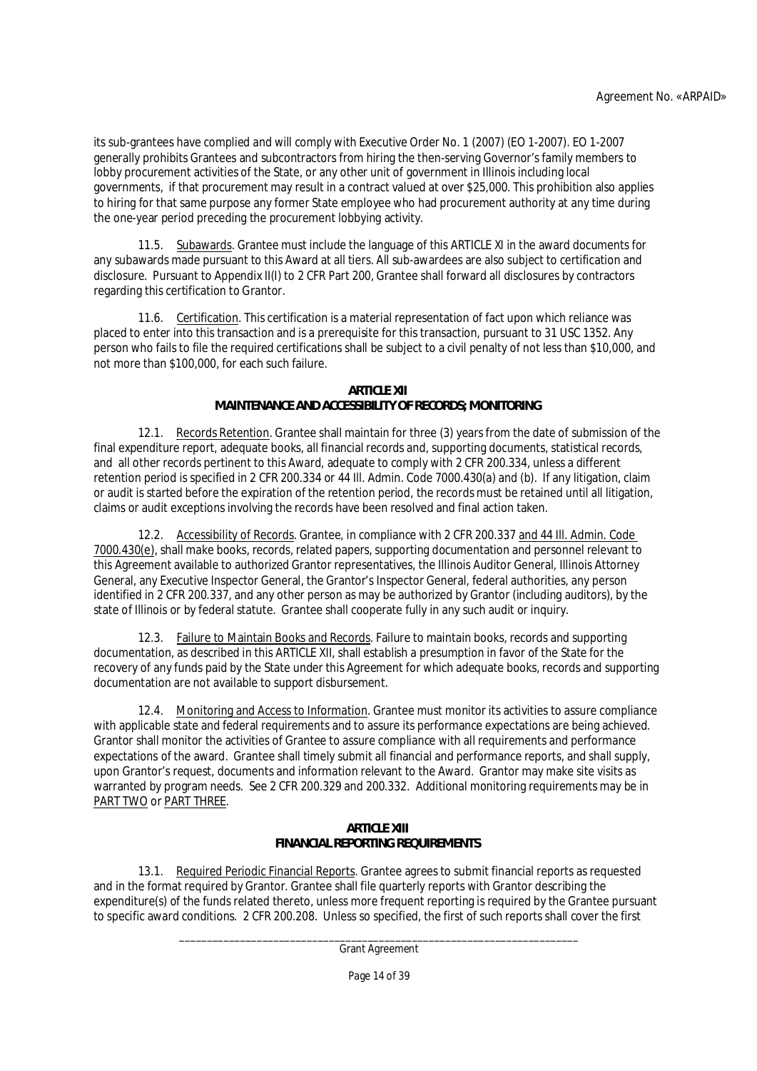its sub-grantees have complied and will comply with Executive Order No. 1 (2007) (EO 1-2007). EO 1-2007 generally prohibits Grantees and subcontractors from hiring the then-serving Governor's family members to lobby procurement activities of the State, or any other unit of government in Illinois including local governments, if that procurement may result in a contract valued at over $25,000. This prohibition also applies to hiring for that same purpose any former State employee who had procurement authority at any time during the one-year period preceding the procurement lobbying activity.

11.5. Subawards. Grantee must include the language of this ARTICLE XI in the award documents for any subawards made pursuant to this Award at all tiers. All sub-awardees are also subject to certification and disclosure. Pursuant to Appendix II(I) to 2 CFR Part 200, Grantee shall forward all disclosures by contractors regarding this certification to Grantor.

11.6. Certification. This certification is a material representation of fact upon which reliance was placed to enter into this transaction and is a prerequisite for this transaction, pursuant to 31 USC 1352. Any person who fails to file the required certifications shall be subject to a civil penalty of not less than $10,000, and not more than $100,000, for each such failure.

**ARTICLE XII**
**MAINTENANCE AND ACCESSIBILITY OF RECORDS; MONITORING**

12.1. Records Retention. Grantee shall maintain for three (3) years from the date of submission of the final expenditure report, adequate books, all financial records and, supporting documents, statistical records, and all other records pertinent to this Award, adequate to comply with 2 CFR 200.334, unless a different retention period is specified in 2 CFR 200.334 or 44 Ill. Admin. Code 7000.430(a) and (b). If any litigation, claim or audit is started before the expiration of the retention period, the records must be retained until all litigation, claims or audit exceptions involving the records have been resolved and final action taken.

12.2. Accessibility of Records. Grantee, in compliance with 2 CFR 200.337 and 44 Ill. Admin. Code 7000.430(e), shall make books, records, related papers, supporting documentation and personnel relevant to this Agreement available to authorized Grantor representatives, the Illinois Auditor General, Illinois Attorney General, any Executive Inspector General, the Grantor's Inspector General, federal authorities, any person identified in 2 CFR 200.337, and any other person as may be authorized by Grantor (including auditors), by the state of Illinois or by federal statute. Grantee shall cooperate fully in any such audit or inquiry.

12.3. Failure to Maintain Books and Records. Failure to maintain books, records and supporting documentation, as described in this ARTICLE XII, shall establish a presumption in favor of the State for the recovery of any funds paid by the State under this Agreement for which adequate books, records and supporting documentation are not available to support disbursement.

12.4. Monitoring and Access to Information. Grantee must monitor its activities to assure compliance with applicable state and federal requirements and to assure its performance expectations are being achieved. Grantor shall monitor the activities of Grantee to assure compliance with all requirements and performance expectations of the award. Grantee shall timely submit all financial and performance reports, and shall supply, upon Grantor's request, documents and information relevant to the Award. Grantor may make site visits as warranted by program needs. See 2 CFR 200.329 and 200.332. Additional monitoring requirements may be in PART TWO or PART THREE.

**ARTICLE XIII**
**FINANCIAL REPORTING REQUIREMENTS**

13.1. Required Periodic Financial Reports. Grantee agrees to submit financial reports as requested and in the format required by Grantor. Grantee shall file quarterly reports with Grantor describing the expenditure(s) of the funds related thereto, unless more frequent reporting is required by the Grantee pursuant to specific award conditions. 2 CFR 200.208. Unless so specified, the first of such reports shall cover the first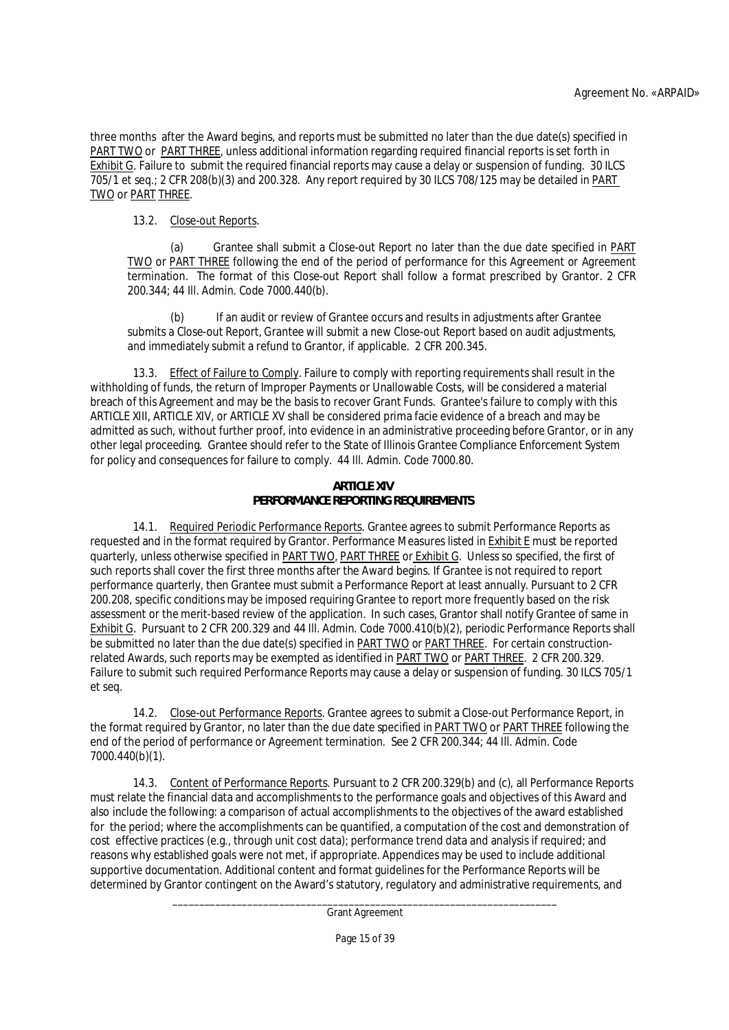three months after the Award begins, and reports must be submitted no later than the due date(s) specified in PART TWO or PART THREE, unless additional information regarding required financial reports is set forth in Exhibit G. Failure to submit the required financial reports may cause a delay or suspension of funding. 30 ILCS 705/1 et seq.; 2 CFR 208(b)(3) and 200.328. Any report required by 30 ILCS 708/125 may be detailed in PART TWO or PART THREE.

13.2. Close-out Reports.

(a) Grantee shall submit a Close-out Report no later than the due date specified in PART TWO or PART THREE following the end of the period of performance for this Agreement or Agreement termination. The format of this Close-out Report shall follow a format prescribed by Grantor. 2 CFR 200.344; 44 Ill. Admin. Code 7000.440(b).

(b) If an audit or review of Grantee occurs and results in adjustments after Grantee submits a Close-out Report, Grantee will submit a new Close-out Report based on audit adjustments, and immediately submit a refund to Grantor, if applicable. 2 CFR 200.345.

13.3. Effect of Failure to Comply. Failure to comply with reporting requirements shall result in the withholding of funds, the return of Improper Payments or Unallowable Costs, will be considered a material breach of this Agreement and may be the basis to recover Grant Funds. Grantee's failure to comply with this ARTICLE XIII, ARTICLE XIV, or ARTICLE XV shall be considered prima facie evidence of a breach and may be admitted as such, without further proof, into evidence in an administrative proceeding before Grantor, or in any other legal proceeding. Grantee should refer to the State of Illinois Grantee Compliance Enforcement System for policy and consequences for failure to comply. 44 Ill. Admin. Code 7000.80.

## ARTICLE XIV
## PERFORMANCE REPORTING REQUIREMENTS

14.1. Required Periodic Performance Reports. Grantee agrees to submit Performance Reports as requested and in the format required by Grantor. Performance Measures listed in Exhibit E must be reported quarterly, unless otherwise specified in PART TWO, PART THREE or Exhibit G. Unless so specified, the first of such reports shall cover the first three months after the Award begins. If Grantee is not required to report performance quarterly, then Grantee must submit a Performance Report at least annually. Pursuant to 2 CFR 200.208, specific conditions may be imposed requiring Grantee to report more frequently based on the risk assessment or the merit-based review of the application. In such cases, Grantor shall notify Grantee of same in Exhibit G. Pursuant to 2 CFR 200.329 and 44 Ill. Admin. Code 7000.410(b)(2), periodic Performance Reports shall be submitted no later than the due date(s) specified in PART TWO or PART THREE. For certain construction-related Awards, such reports may be exempted as identified in PART TWO or PART THREE. 2 CFR 200.329. Failure to submit such required Performance Reports may cause a delay or suspension of funding. 30 ILCS 705/1 et seq.

14.2. Close-out Performance Reports. Grantee agrees to submit a Close-out Performance Report, in the format required by Grantor, no later than the due date specified in PART TWO or PART THREE following the end of the period of performance or Agreement termination. See 2 CFR 200.344; 44 Ill. Admin. Code 7000.440(b)(1).

14.3. Content of Performance Reports. Pursuant to 2 CFR 200.329(b) and (c), all Performance Reports must relate the financial data and accomplishments to the performance goals and objectives of this Award and also include the following: a comparison of actual accomplishments to the objectives of the award established for the period; where the accomplishments can be quantified, a computation of the cost and demonstration of cost effective practices (e.g., through unit cost data); performance trend data and analysis if required; and reasons why established goals were not met, if appropriate. Appendices may be used to include additional supportive documentation. Additional content and format guidelines for the Performance Reports will be determined by Grantor contingent on the Award's statutory, regulatory and administrative requirements, and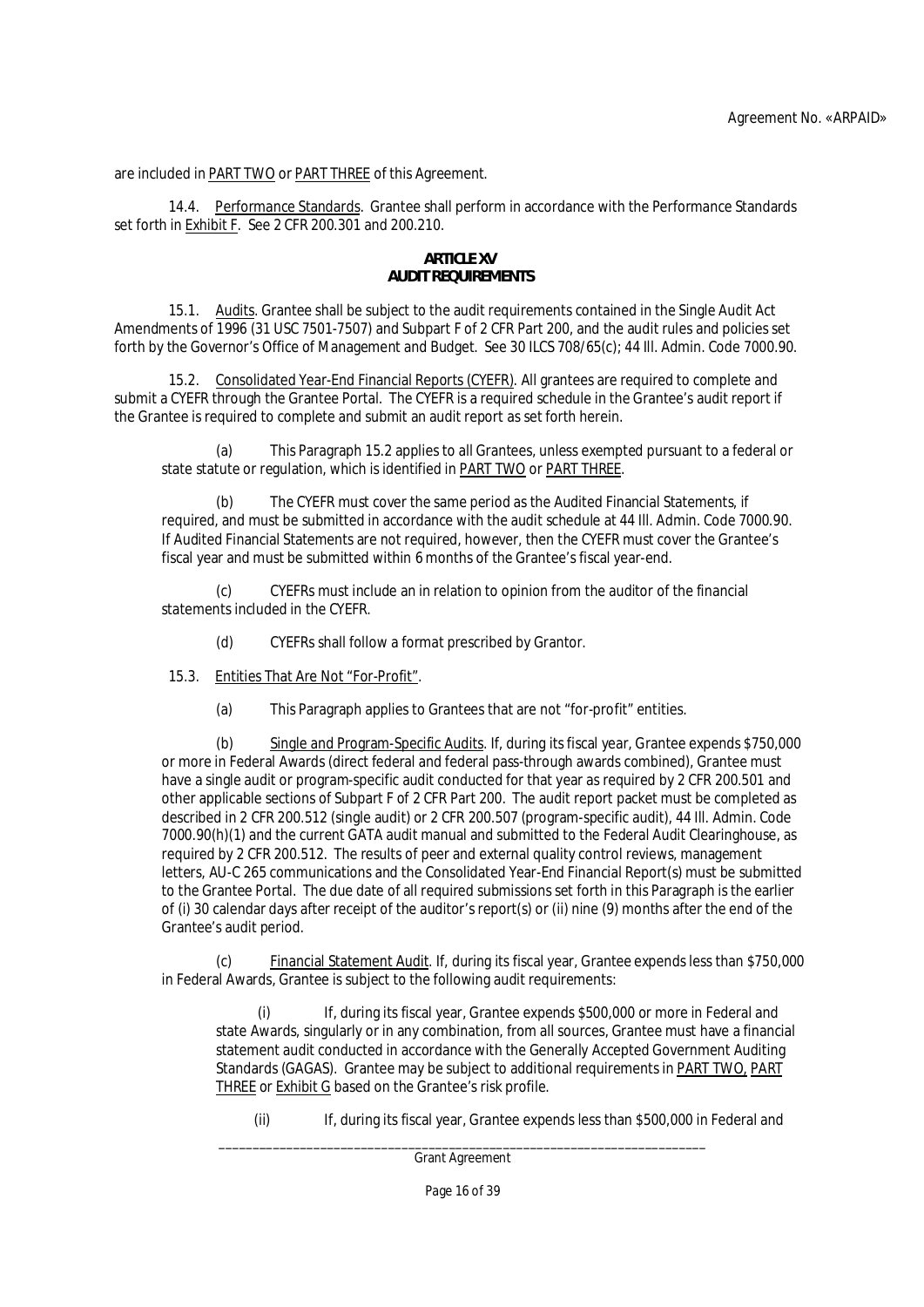are included in PART TWO or PART THREE of this Agreement.

14.4. Performance Standards. Grantee shall perform in accordance with the Performance Standards set forth in Exhibit F. See 2 CFR 200.301 and 200.210.

## ARTICLE XV
## AUDIT REQUIREMENTS

15.1. Audits. Grantee shall be subject to the audit requirements contained in the Single Audit Act Amendments of 1996 (31 USC 7501-7507) and Subpart F of 2 CFR Part 200, and the audit rules and policies set forth by the Governor's Office of Management and Budget. See 30 ILCS 708/65(c); 44 Ill. Admin. Code 7000.90.

15.2. Consolidated Year-End Financial Reports (CYEFR). All grantees are required to complete and submit a CYEFR through the Grantee Portal. The CYEFR is a required schedule in the Grantee's audit report if the Grantee is required to complete and submit an audit report as set forth herein.

(a) This Paragraph 15.2 applies to all Grantees, unless exempted pursuant to a federal or state statute or regulation, which is identified in PART TWO or PART THREE.

(b) The CYEFR must cover the same period as the Audited Financial Statements, if required, and must be submitted in accordance with the audit schedule at 44 Ill. Admin. Code 7000.90. If Audited Financial Statements are not required, however, then the CYEFR must cover the Grantee's fiscal year and must be submitted within 6 months of the Grantee's fiscal year-end.

(c) CYEFRs must include an in relation to opinion from the auditor of the financial statements included in the CYEFR.

(d) CYEFRs shall follow a format prescribed by Grantor.

15.3. Entities That Are Not "For-Profit".

(a) This Paragraph applies to Grantees that are not "for-profit" entities.

(b) Single and Program-Specific Audits. If, during its fiscal year, Grantee expends \$750,000 or more in Federal Awards (direct federal and federal pass-through awards combined), Grantee must have a single audit or program-specific audit conducted for that year as required by 2 CFR 200.501 and other applicable sections of Subpart F of 2 CFR Part 200. The audit report packet must be completed as described in 2 CFR 200.512 (single audit) or 2 CFR 200.507 (program-specific audit), 44 Ill. Admin. Code 7000.90(h)(1) and the current GATA audit manual and submitted to the Federal Audit Clearinghouse, as required by 2 CFR 200.512. The results of peer and external quality control reviews, management letters, AU-C 265 communications and the Consolidated Year-End Financial Report(s) must be submitted to the Grantee Portal. The due date of all required submissions set forth in this Paragraph is the earlier of (i) 30 calendar days after receipt of the auditor's report(s) or (ii) nine (9) months after the end of the Grantee's audit period.

(c) Financial Statement Audit. If, during its fiscal year, Grantee expends less than \$750,000 in Federal Awards, Grantee is subject to the following audit requirements:

(i) If, during its fiscal year, Grantee expends \$500,000 or more in Federal and state Awards, singularly or in any combination, from all sources, Grantee must have a financial statement audit conducted in accordance with the Generally Accepted Government Auditing Standards (GAGAS). Grantee may be subject to additional requirements in PART TWO, PART THREE or Exhibit G based on the Grantee's risk profile.

(ii) If, during its fiscal year, Grantee expends less than \$500,000 in Federal and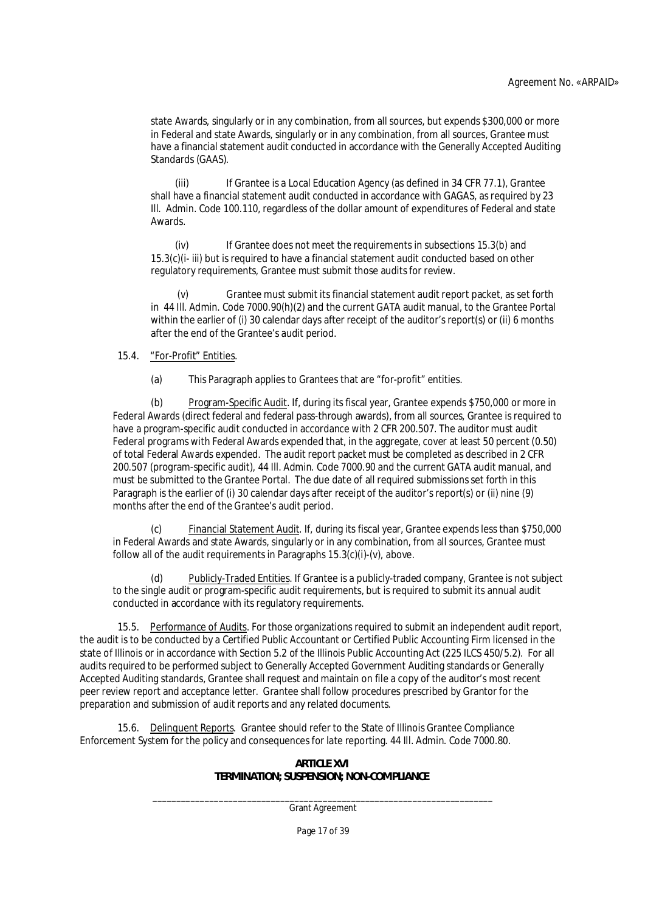state Awards, singularly or in any combination, from all sources, but expends $300,000 or more in Federal and state Awards, singularly or in any combination, from all sources, Grantee must have a financial statement audit conducted in accordance with the Generally Accepted Auditing Standards (GAAS).

(iii) If Grantee is a Local Education Agency (as defined in 34 CFR 77.1), Grantee shall have a financial statement audit conducted in accordance with GAGAS, as required by 23 Ill. Admin. Code 100.110, regardless of the dollar amount of expenditures of Federal and state Awards.

(iv) If Grantee does not meet the requirements in subsections 15.3(b) and 15.3(c)(i- iii) but is required to have a financial statement audit conducted based on other regulatory requirements, Grantee must submit those audits for review.

(v) Grantee must submit its financial statement audit report packet, as set forth in 44 Ill. Admin. Code 7000.90(h)(2) and the current GATA audit manual, to the Grantee Portal within the earlier of (i) 30 calendar days after receipt of the auditor's report(s) or (ii) 6 months after the end of the Grantee's audit period.

15.4. "For-Profit" Entities.

(a) This Paragraph applies to Grantees that are "for-profit" entities.

(b) Program-Specific Audit. If, during its fiscal year, Grantee expends $750,000 or more in Federal Awards (direct federal and federal pass-through awards), from all sources, Grantee is required to have a program-specific audit conducted in accordance with 2 CFR 200.507. The auditor must audit Federal programs with Federal Awards expended that, in the aggregate, cover at least 50 percent (0.50) of total Federal Awards expended. The audit report packet must be completed as described in 2 CFR 200.507 (program-specific audit), 44 Ill. Admin. Code 7000.90 and the current GATA audit manual, and must be submitted to the Grantee Portal. The due date of all required submissions set forth in this Paragraph is the earlier of (i) 30 calendar days after receipt of the auditor's report(s) or (ii) nine (9) months after the end of the Grantee's audit period.

(c) Financial Statement Audit. If, during its fiscal year, Grantee expends less than $750,000 in Federal Awards and state Awards, singularly or in any combination, from all sources, Grantee must follow all of the audit requirements in Paragraphs 15.3(c)(i)-(v), above.

(d) Publicly-Traded Entities. If Grantee is a publicly-traded company, Grantee is not subject to the single audit or program-specific audit requirements, but is required to submit its annual audit conducted in accordance with its regulatory requirements.

15.5. Performance of Audits. For those organizations required to submit an independent audit report, the audit is to be conducted by a Certified Public Accountant or Certified Public Accounting Firm licensed in the state of Illinois or in accordance with Section 5.2 of the Illinois Public Accounting Act (225 ILCS 450/5.2). For all audits required to be performed subject to Generally Accepted Government Auditing standards or Generally Accepted Auditing standards, Grantee shall request and maintain on file a copy of the auditor's most recent peer review report and acceptance letter. Grantee shall follow procedures prescribed by Grantor for the preparation and submission of audit reports and any related documents.

15.6. Delinquent Reports. Grantee should refer to the State of Illinois Grantee Compliance Enforcement System for the policy and consequences for late reporting. 44 Ill. Admin. Code 7000.80.

## ARTICLE XVI
## TERMINATION; SUSPENSION; NON-COMPLIANCE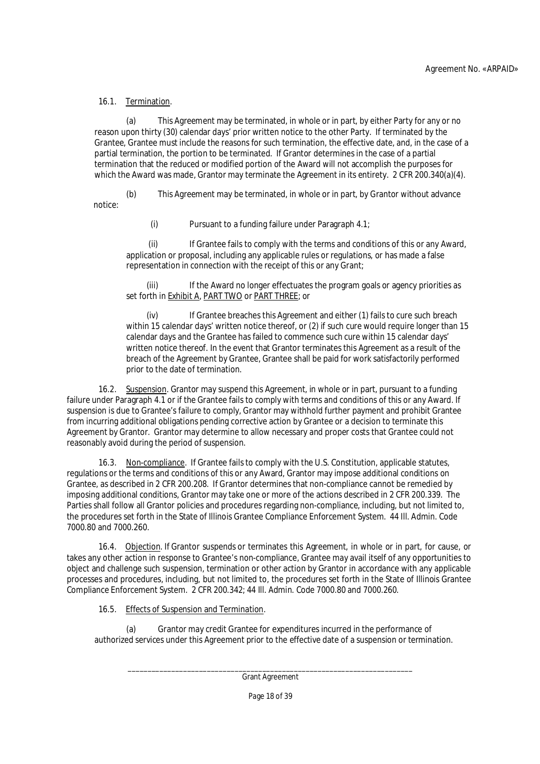16.1. Termination.

(a) This Agreement may be terminated, in whole or in part, by either Party for any or no reason upon thirty (30) calendar days' prior written notice to the other Party. If terminated by the Grantee, Grantee must include the reasons for such termination, the effective date, and, in the case of a partial termination, the portion to be terminated. If Grantor determines in the case of a partial termination that the reduced or modified portion of the Award will not accomplish the purposes for which the Award was made, Grantor may terminate the Agreement in its entirety. 2 CFR 200.340(a)(4).

(b) This Agreement may be terminated, in whole or in part, by Grantor without advance notice:

(i) Pursuant to a funding failure under Paragraph 4.1;

(ii) If Grantee fails to comply with the terms and conditions of this or any Award, application or proposal, including any applicable rules or regulations, or has made a false representation in connection with the receipt of this or any Grant;

(iii) If the Award no longer effectuates the program goals or agency priorities as set forth in Exhibit A, PART TWO or PART THREE; or

(iv) If Grantee breaches this Agreement and either (1) fails to cure such breach within 15 calendar days' written notice thereof, or (2) if such cure would require longer than 15 calendar days and the Grantee has failed to commence such cure within 15 calendar days' written notice thereof. In the event that Grantor terminates this Agreement as a result of the breach of the Agreement by Grantee, Grantee shall be paid for work satisfactorily performed prior to the date of termination.

16.2. Suspension. Grantor may suspend this Agreement, in whole or in part, pursuant to a funding failure under Paragraph 4.1 or if the Grantee fails to comply with terms and conditions of this or any Award. If suspension is due to Grantee's failure to comply, Grantor may withhold further payment and prohibit Grantee from incurring additional obligations pending corrective action by Grantee or a decision to terminate this Agreement by Grantor. Grantor may determine to allow necessary and proper costs that Grantee could not reasonably avoid during the period of suspension.

16.3. Non-compliance. If Grantee fails to comply with the U.S. Constitution, applicable statutes, regulations or the terms and conditions of this or any Award, Grantor may impose additional conditions on Grantee, as described in 2 CFR 200.208. If Grantor determines that non-compliance cannot be remedied by imposing additional conditions, Grantor may take one or more of the actions described in 2 CFR 200.339. The Parties shall follow all Grantor policies and procedures regarding non-compliance, including, but not limited to, the procedures set forth in the State of Illinois Grantee Compliance Enforcement System. 44 Ill. Admin. Code 7000.80 and 7000.260.

16.4. Objection. If Grantor suspends or terminates this Agreement, in whole or in part, for cause, or takes any other action in response to Grantee's non-compliance, Grantee may avail itself of any opportunities to object and challenge such suspension, termination or other action by Grantor in accordance with any applicable processes and procedures, including, but not limited to, the procedures set forth in the State of Illinois Grantee Compliance Enforcement System. 2 CFR 200.342; 44 Ill. Admin. Code 7000.80 and 7000.260.

16.5. Effects of Suspension and Termination.

(a) Grantor may credit Grantee for expenditures incurred in the performance of authorized services under this Agreement prior to the effective date of a suspension or termination.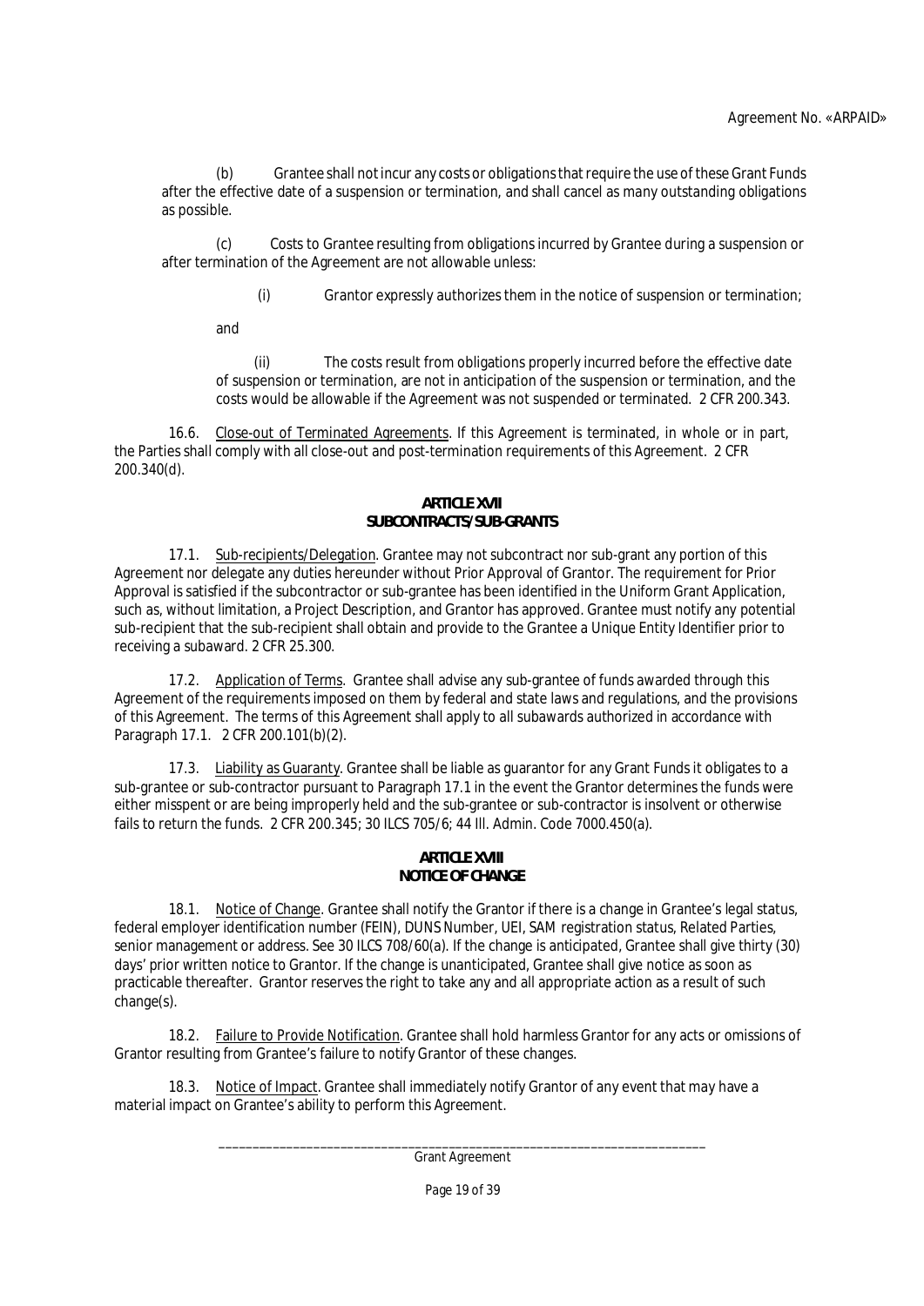(b) Grantee shall not incur any costs or obligations that require the use of these Grant Funds after the effective date of a suspension or termination, and shall cancel as many outstanding obligations as possible.

(c) Costs to Grantee resulting from obligations incurred by Grantee during a suspension or after termination of the Agreement are not allowable unless:

(i) Grantor expressly authorizes them in the notice of suspension or termination;

and

(ii) The costs result from obligations properly incurred before the effective date of suspension or termination, are not in anticipation of the suspension or termination, and the costs would be allowable if the Agreement was not suspended or terminated. 2 CFR 200.343.

16.6. Close-out of Terminated Agreements. If this Agreement is terminated, in whole or in part, the Parties shall comply with all close-out and post-termination requirements of this Agreement. 2 CFR 200.340(d).

## ARTICLE XVII
## SUBCONTRACTS/SUB-GRANTS

17.1. Sub-recipients/Delegation. Grantee may not subcontract nor sub-grant any portion of this Agreement nor delegate any duties hereunder without Prior Approval of Grantor. The requirement for Prior Approval is satisfied if the subcontractor or sub-grantee has been identified in the Uniform Grant Application, such as, without limitation, a Project Description, and Grantor has approved. Grantee must notify any potential sub-recipient that the sub-recipient shall obtain and provide to the Grantee a Unique Entity Identifier prior to receiving a subaward. 2 CFR 25.300.

17.2. Application of Terms. Grantee shall advise any sub-grantee of funds awarded through this Agreement of the requirements imposed on them by federal and state laws and regulations, and the provisions of this Agreement. The terms of this Agreement shall apply to all subawards authorized in accordance with Paragraph 17.1. 2 CFR 200.101(b)(2).

17.3. Liability as Guaranty. Grantee shall be liable as guarantor for any Grant Funds it obligates to a sub-grantee or sub-contractor pursuant to Paragraph 17.1 in the event the Grantor determines the funds were either misspent or are being improperly held and the sub-grantee or sub-contractor is insolvent or otherwise fails to return the funds. 2 CFR 200.345; 30 ILCS 705/6; 44 Ill. Admin. Code 7000.450(a).

## ARTICLE XVIII
## NOTICE OF CHANGE

18.1. Notice of Change. Grantee shall notify the Grantor if there is a change in Grantee's legal status, federal employer identification number (FEIN), DUNS Number, UEI, SAM registration status, Related Parties, senior management or address. See 30 ILCS 708/60(a). If the change is anticipated, Grantee shall give thirty (30) days' prior written notice to Grantor. If the change is unanticipated, Grantee shall give notice as soon as practicable thereafter. Grantor reserves the right to take any and all appropriate action as a result of such change(s).

18.2. Failure to Provide Notification. Grantee shall hold harmless Grantor for any acts or omissions of Grantor resulting from Grantee's failure to notify Grantor of these changes.

18.3. Notice of Impact. Grantee shall immediately notify Grantor of any event that may have a material impact on Grantee's ability to perform this Agreement.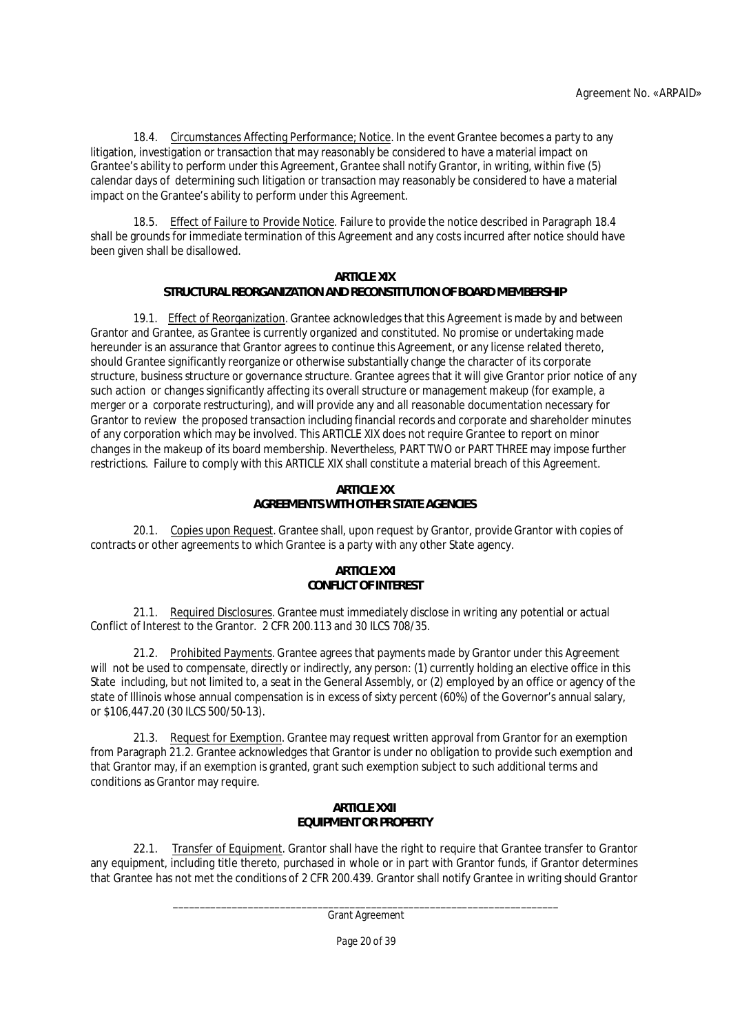18.4. Circumstances Affecting Performance; Notice. In the event Grantee becomes a party to any litigation, investigation or transaction that may reasonably be considered to have a material impact on Grantee's ability to perform under this Agreement, Grantee shall notify Grantor, in writing, within five (5) calendar days of determining such litigation or transaction may reasonably be considered to have a material impact on the Grantee's ability to perform under this Agreement.

18.5. Effect of Failure to Provide Notice. Failure to provide the notice described in Paragraph 18.4 shall be grounds for immediate termination of this Agreement and any costs incurred after notice should have been given shall be disallowed.

## ARTICLE XIX
## STRUCTURAL REORGANIZATION AND RECONSTITUTION OF BOARD MEMBERSHIP

19.1. Effect of Reorganization. Grantee acknowledges that this Agreement is made by and between Grantor and Grantee, as Grantee is currently organized and constituted. No promise or undertaking made hereunder is an assurance that Grantor agrees to continue this Agreement, or any license related thereto, should Grantee significantly reorganize or otherwise substantially change the character of its corporate structure, business structure or governance structure. Grantee agrees that it will give Grantor prior notice of any such action or changes significantly affecting its overall structure or management makeup (for example, a merger or a corporate restructuring), and will provide any and all reasonable documentation necessary for Grantor to review the proposed transaction including financial records and corporate and shareholder minutes of any corporation which may be involved. This ARTICLE XIX does not require Grantee to report on minor changes in the makeup of its board membership. Nevertheless, PART TWO or PART THREE may impose further restrictions. Failure to comply with this ARTICLE XIX shall constitute a material breach of this Agreement.

## ARTICLE XX
## AGREEMENTS WITH OTHER STATE AGENCIES

20.1. Copies upon Request. Grantee shall, upon request by Grantor, provide Grantor with copies of contracts or other agreements to which Grantee is a party with any other State agency.

## ARTICLE XXI
## CONFLICT OF INTEREST

21.1. Required Disclosures. Grantee must immediately disclose in writing any potential or actual Conflict of Interest to the Grantor. 2 CFR 200.113 and 30 ILCS 708/35.

21.2. Prohibited Payments. Grantee agrees that payments made by Grantor under this Agreement will not be used to compensate, directly or indirectly, any person: (1) currently holding an elective office in this State including, but not limited to, a seat in the General Assembly, or (2) employed by an office or agency of the state of Illinois whose annual compensation is in excess of sixty percent (60%) of the Governor's annual salary, or $106,447.20 (30 ILCS 500/50-13).

21.3. Request for Exemption. Grantee may request written approval from Grantor for an exemption from Paragraph 21.2. Grantee acknowledges that Grantor is under no obligation to provide such exemption and that Grantor may, if an exemption is granted, grant such exemption subject to such additional terms and conditions as Grantor may require.

## ARTICLE XXII
## EQUIPMENT OR PROPERTY

22.1. Transfer of Equipment. Grantor shall have the right to require that Grantee transfer to Grantor any equipment, including title thereto, purchased in whole or in part with Grantor funds, if Grantor determines that Grantee has not met the conditions of 2 CFR 200.439. Grantor shall notify Grantee in writing should Grantor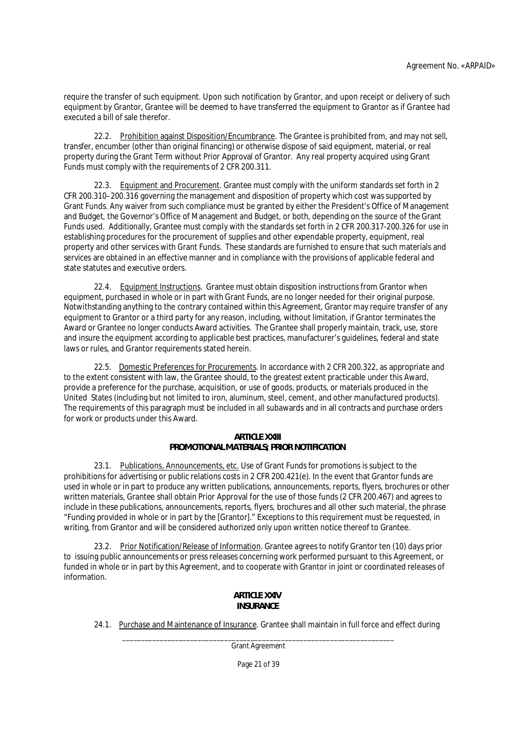require the transfer of such equipment. Upon such notification by Grantor, and upon receipt or delivery of such equipment by Grantor, Grantee will be deemed to have transferred the equipment to Grantor as if Grantee had executed a bill of sale therefor.

22.2. Prohibition against Disposition/Encumbrance. The Grantee is prohibited from, and may not sell, transfer, encumber (other than original financing) or otherwise dispose of said equipment, material, or real property during the Grant Term without Prior Approval of Grantor. Any real property acquired using Grant Funds must comply with the requirements of 2 CFR 200.311.

22.3. Equipment and Procurement. Grantee must comply with the uniform standards set forth in 2 CFR 200.310–200.316 governing the management and disposition of property which cost was supported by Grant Funds. Any waiver from such compliance must be granted by either the President's Office of Management and Budget, the Governor's Office of Management and Budget, or both, depending on the source of the Grant Funds used. Additionally, Grantee must comply with the standards set forth in 2 CFR 200.317-200.326 for use in establishing procedures for the procurement of supplies and other expendable property, equipment, real property and other services with Grant Funds. These standards are furnished to ensure that such materials and services are obtained in an effective manner and in compliance with the provisions of applicable federal and state statutes and executive orders.

22.4. Equipment Instructions. Grantee must obtain disposition instructions from Grantor when equipment, purchased in whole or in part with Grant Funds, are no longer needed for their original purpose. Notwithstanding anything to the contrary contained within this Agreement, Grantor may require transfer of any equipment to Grantor or a third party for any reason, including, without limitation, if Grantor terminates the Award or Grantee no longer conducts Award activities. The Grantee shall properly maintain, track, use, store and insure the equipment according to applicable best practices, manufacturer's guidelines, federal and state laws or rules, and Grantor requirements stated herein.

22.5. Domestic Preferences for Procurements. In accordance with 2 CFR 200.322, as appropriate and to the extent consistent with law, the Grantee should, to the greatest extent practicable under this Award, provide a preference for the purchase, acquisition, or use of goods, products, or materials produced in the United States (including but not limited to iron, aluminum, steel, cement, and other manufactured products). The requirements of this paragraph must be included in all subawards and in all contracts and purchase orders for work or products under this Award.

## ARTICLE XXIII
## PROMOTIONAL MATERIALS; PRIOR NOTIFICATION

23.1. Publications, Announcements, etc. Use of Grant Funds for promotions is subject to the prohibitions for advertising or public relations costs in 2 CFR 200.421(e). In the event that Grantor funds are used in whole or in part to produce any written publications, announcements, reports, flyers, brochures or other written materials, Grantee shall obtain Prior Approval for the use of those funds (2 CFR 200.467) and agrees to include in these publications, announcements, reports, flyers, brochures and all other such material, the phrase "Funding provided in whole or in part by the [Grantor]." Exceptions to this requirement must be requested, in writing, from Grantor and will be considered authorized only upon written notice thereof to Grantee.

23.2. Prior Notification/Release of Information. Grantee agrees to notify Grantor ten (10) days prior to issuing public announcements or press releases concerning work performed pursuant to this Agreement, or funded in whole or in part by this Agreement, and to cooperate with Grantor in joint or coordinated releases of information.

## ARTICLE XXIV
## INSURANCE

24.1. Purchase and Maintenance of Insurance. Grantee shall maintain in full force and effect during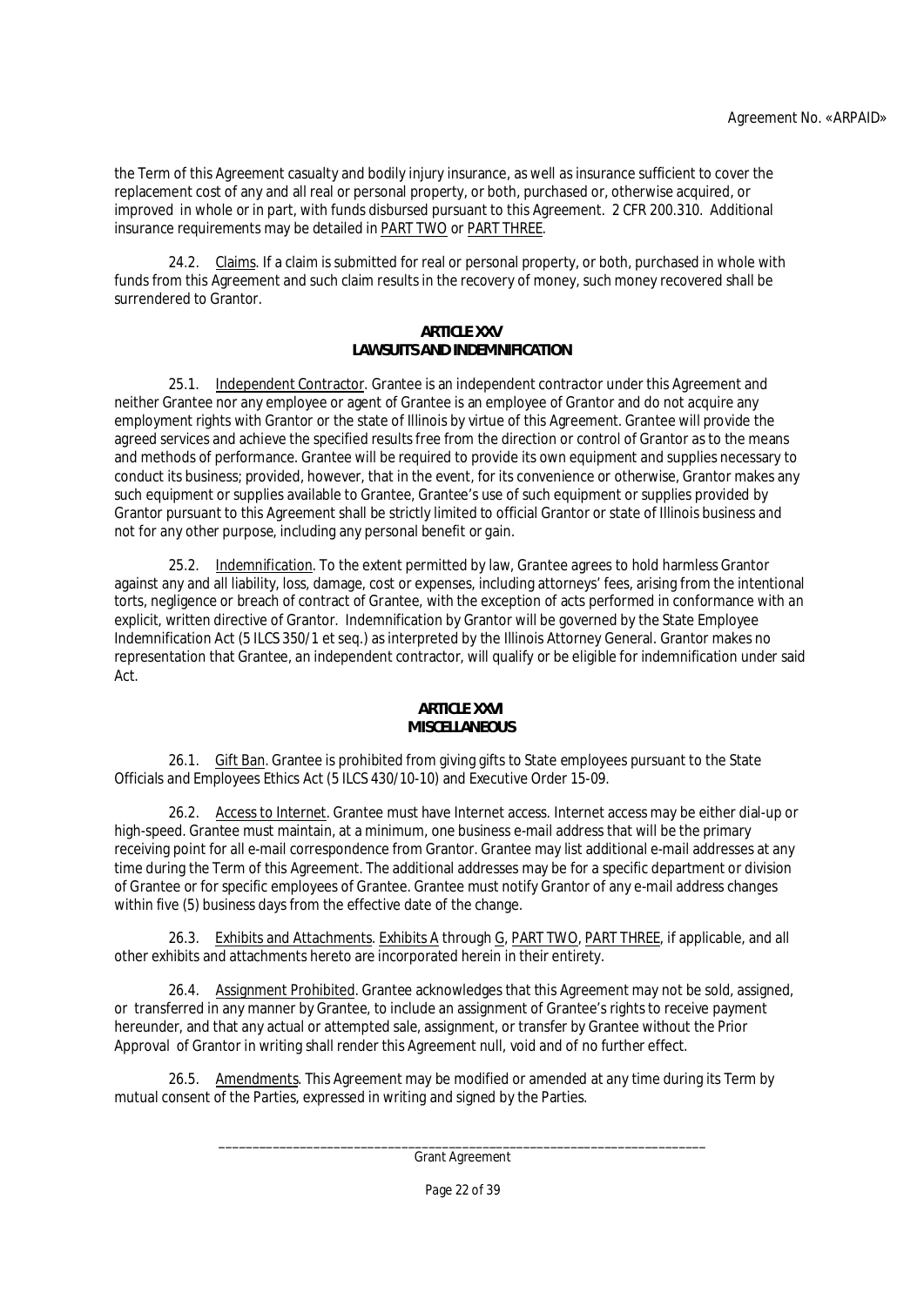the Term of this Agreement casualty and bodily injury insurance, as well as insurance sufficient to cover the replacement cost of any and all real or personal property, or both, purchased or, otherwise acquired, or improved in whole or in part, with funds disbursed pursuant to this Agreement. 2 CFR 200.310. Additional insurance requirements may be detailed in PART TWO or PART THREE.

24.2. Claims. If a claim is submitted for real or personal property, or both, purchased in whole with funds from this Agreement and such claim results in the recovery of money, such money recovered shall be surrendered to Grantor.

## ARTICLE XXV
## LAWSUITS AND INDEMNIFICATION

25.1. Independent Contractor. Grantee is an independent contractor under this Agreement and neither Grantee nor any employee or agent of Grantee is an employee of Grantor and do not acquire any employment rights with Grantor or the state of Illinois by virtue of this Agreement. Grantee will provide the agreed services and achieve the specified results free from the direction or control of Grantor as to the means and methods of performance. Grantee will be required to provide its own equipment and supplies necessary to conduct its business; provided, however, that in the event, for its convenience or otherwise, Grantor makes any such equipment or supplies available to Grantee, Grantee's use of such equipment or supplies provided by Grantor pursuant to this Agreement shall be strictly limited to official Grantor or state of Illinois business and not for any other purpose, including any personal benefit or gain.

25.2. Indemnification. To the extent permitted by law, Grantee agrees to hold harmless Grantor against any and all liability, loss, damage, cost or expenses, including attorneys' fees, arising from the intentional torts, negligence or breach of contract of Grantee, with the exception of acts performed in conformance with an explicit, written directive of Grantor. Indemnification by Grantor will be governed by the State Employee Indemnification Act (5 ILCS 350/1 et seq.) as interpreted by the Illinois Attorney General. Grantor makes no representation that Grantee, an independent contractor, will qualify or be eligible for indemnification under said Act.

## ARTICLE XXVI
## MISCELLANEOUS

26.1. Gift Ban. Grantee is prohibited from giving gifts to State employees pursuant to the State Officials and Employees Ethics Act (5 ILCS 430/10-10) and Executive Order 15-09.

26.2. Access to Internet. Grantee must have Internet access. Internet access may be either dial-up or high-speed. Grantee must maintain, at a minimum, one business e-mail address that will be the primary receiving point for all e-mail correspondence from Grantor. Grantee may list additional e-mail addresses at any time during the Term of this Agreement. The additional addresses may be for a specific department or division of Grantee or for specific employees of Grantee. Grantee must notify Grantor of any e-mail address changes within five (5) business days from the effective date of the change.

26.3. Exhibits and Attachments. Exhibits A through G, PART TWO, PART THREE, if applicable, and all other exhibits and attachments hereto are incorporated herein in their entirety.

26.4. Assignment Prohibited. Grantee acknowledges that this Agreement may not be sold, assigned, or transferred in any manner by Grantee, to include an assignment of Grantee's rights to receive payment hereunder, and that any actual or attempted sale, assignment, or transfer by Grantee without the Prior Approval of Grantor in writing shall render this Agreement null, void and of no further effect.

26.5. Amendments. This Agreement may be modified or amended at any time during its Term by mutual consent of the Parties, expressed in writing and signed by the Parties.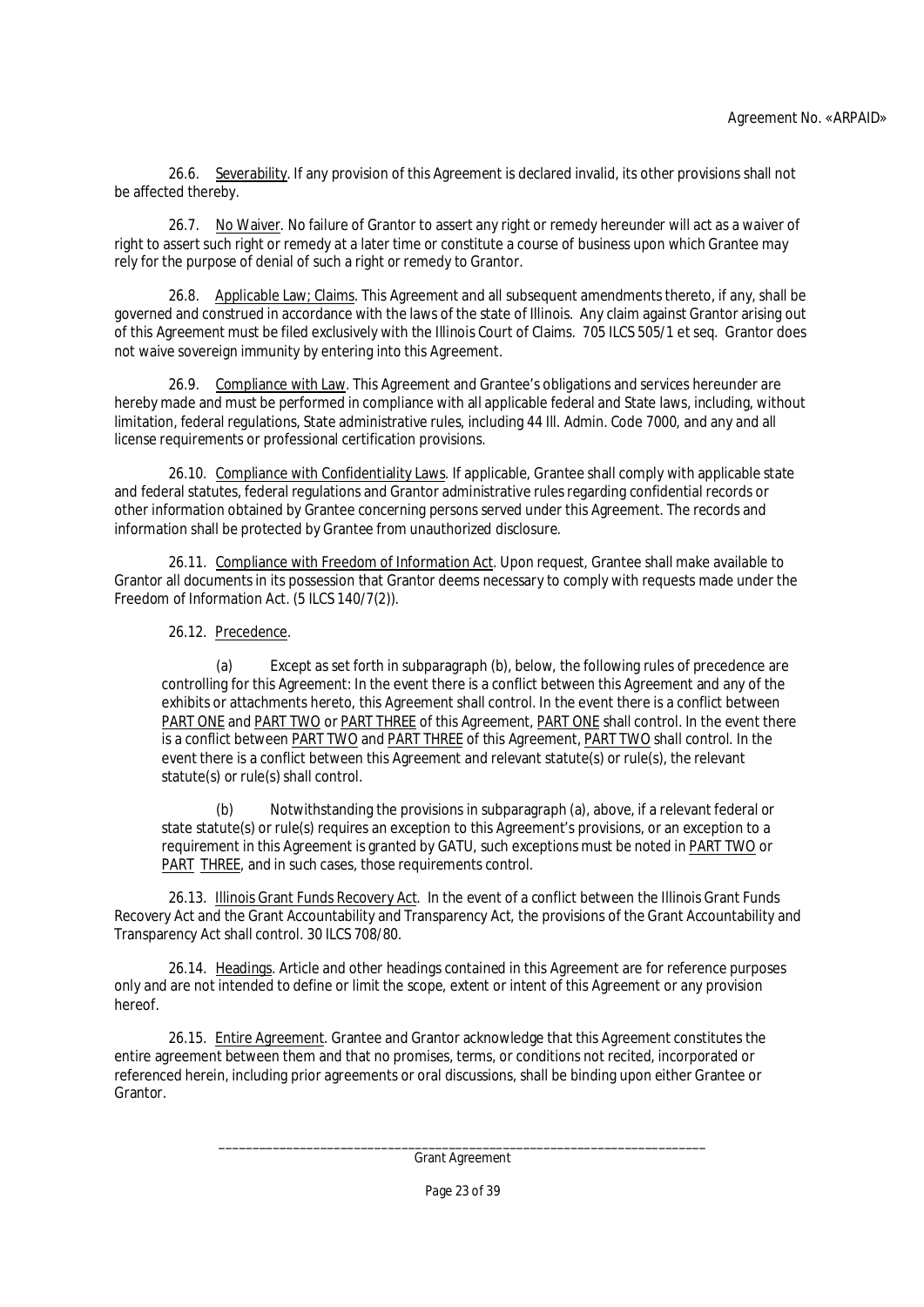26.6. Severability. If any provision of this Agreement is declared invalid, its other provisions shall not be affected thereby.

26.7. No Waiver. No failure of Grantor to assert any right or remedy hereunder will act as a waiver of right to assert such right or remedy at a later time or constitute a course of business upon which Grantee may rely for the purpose of denial of such a right or remedy to Grantor.

26.8. Applicable Law; Claims. This Agreement and all subsequent amendments thereto, if any, shall be governed and construed in accordance with the laws of the state of Illinois. Any claim against Grantor arising out of this Agreement must be filed exclusively with the Illinois Court of Claims. 705 ILCS 505/1 et seq. Grantor does not waive sovereign immunity by entering into this Agreement.

26.9. Compliance with Law. This Agreement and Grantee's obligations and services hereunder are hereby made and must be performed in compliance with all applicable federal and State laws, including, without limitation, federal regulations, State administrative rules, including 44 Ill. Admin. Code 7000, and any and all license requirements or professional certification provisions.

26.10. Compliance with Confidentiality Laws. If applicable, Grantee shall comply with applicable state and federal statutes, federal regulations and Grantor administrative rules regarding confidential records or other information obtained by Grantee concerning persons served under this Agreement. The records and information shall be protected by Grantee from unauthorized disclosure.

26.11. Compliance with Freedom of Information Act. Upon request, Grantee shall make available to Grantor all documents in its possession that Grantor deems necessary to comply with requests made under the Freedom of Information Act. (5 ILCS 140/7(2)).

26.12. Precedence.

(a) Except as set forth in subparagraph (b), below, the following rules of precedence are controlling for this Agreement: In the event there is a conflict between this Agreement and any of the exhibits or attachments hereto, this Agreement shall control. In the event there is a conflict between PART ONE and PART TWO or PART THREE of this Agreement, PART ONE shall control. In the event there is a conflict between PART TWO and PART THREE of this Agreement, PART TWO shall control. In the event there is a conflict between this Agreement and relevant statute(s) or rule(s), the relevant statute(s) or rule(s) shall control.

(b) Notwithstanding the provisions in subparagraph (a), above, if a relevant federal or state statute(s) or rule(s) requires an exception to this Agreement's provisions, or an exception to a requirement in this Agreement is granted by GATU, such exceptions must be noted in PART TWO or PART THREE, and in such cases, those requirements control.

26.13. Illinois Grant Funds Recovery Act. In the event of a conflict between the Illinois Grant Funds Recovery Act and the Grant Accountability and Transparency Act, the provisions of the Grant Accountability and Transparency Act shall control. 30 ILCS 708/80.

26.14. Headings. Article and other headings contained in this Agreement are for reference purposes only and are not intended to define or limit the scope, extent or intent of this Agreement or any provision hereof.

26.15. Entire Agreement. Grantee and Grantor acknowledge that this Agreement constitutes the entire agreement between them and that no promises, terms, or conditions not recited, incorporated or referenced herein, including prior agreements or oral discussions, shall be binding upon either Grantee or Grantor.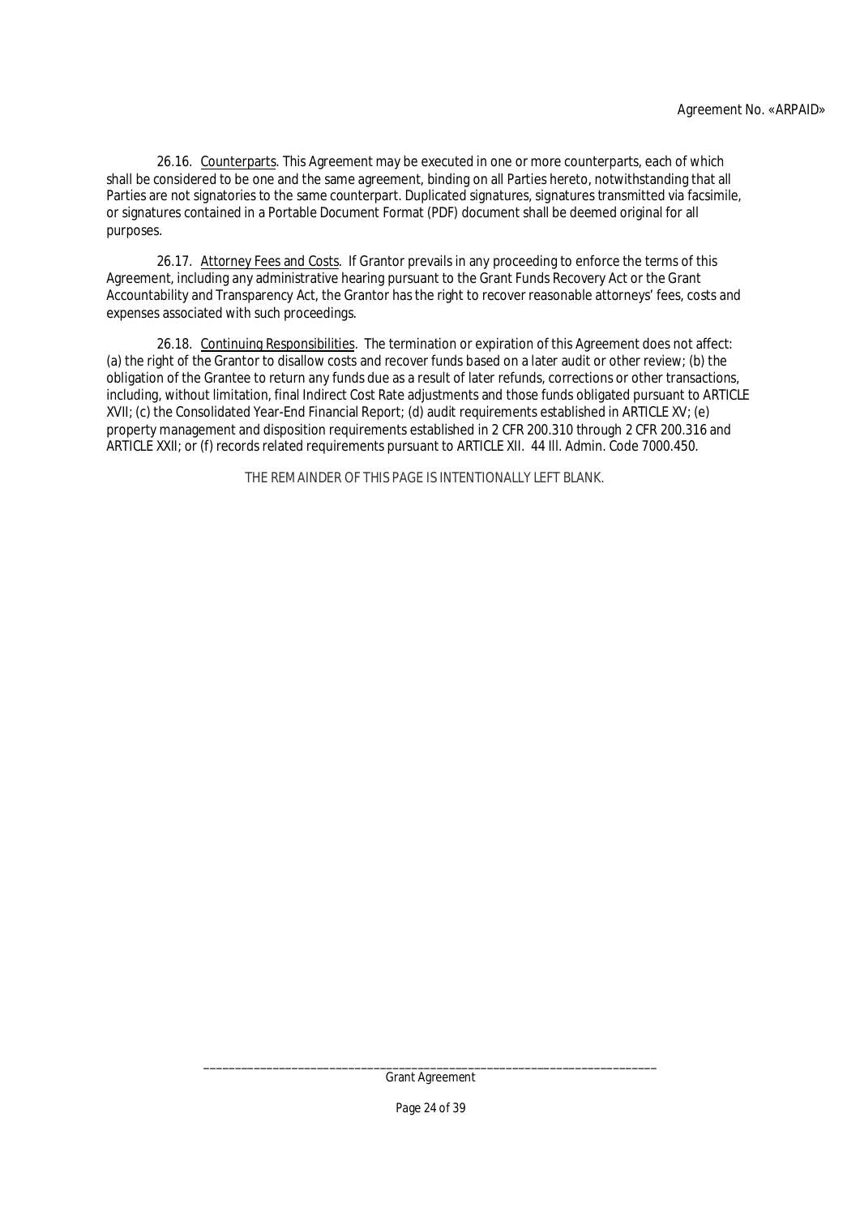26.16. Counterparts. This Agreement may be executed in one or more counterparts, each of which shall be considered to be one and the same agreement, binding on all Parties hereto, notwithstanding that all Parties are not signatories to the same counterpart. Duplicated signatures, signatures transmitted via facsimile, or signatures contained in a Portable Document Format (PDF) document shall be deemed original for all purposes.

26.17. Attorney Fees and Costs. If Grantor prevails in any proceeding to enforce the terms of this Agreement, including any administrative hearing pursuant to the Grant Funds Recovery Act or the Grant Accountability and Transparency Act, the Grantor has the right to recover reasonable attorneys' fees, costs and expenses associated with such proceedings.

26.18. Continuing Responsibilities. The termination or expiration of this Agreement does not affect: (a) the right of the Grantor to disallow costs and recover funds based on a later audit or other review; (b) the obligation of the Grantee to return any funds due as a result of later refunds, corrections or other transactions, including, without limitation, final Indirect Cost Rate adjustments and those funds obligated pursuant to ARTICLE XVII; (c) the Consolidated Year-End Financial Report; (d) audit requirements established in ARTICLE XV; (e) property management and disposition requirements established in 2 CFR 200.310 through 2 CFR 200.316 and ARTICLE XXII; or (f) records related requirements pursuant to ARTICLE XII. 44 Ill. Admin. Code 7000.450.

THE REMAINDER OF THIS PAGE IS INTENTIONALLY LEFT BLANK.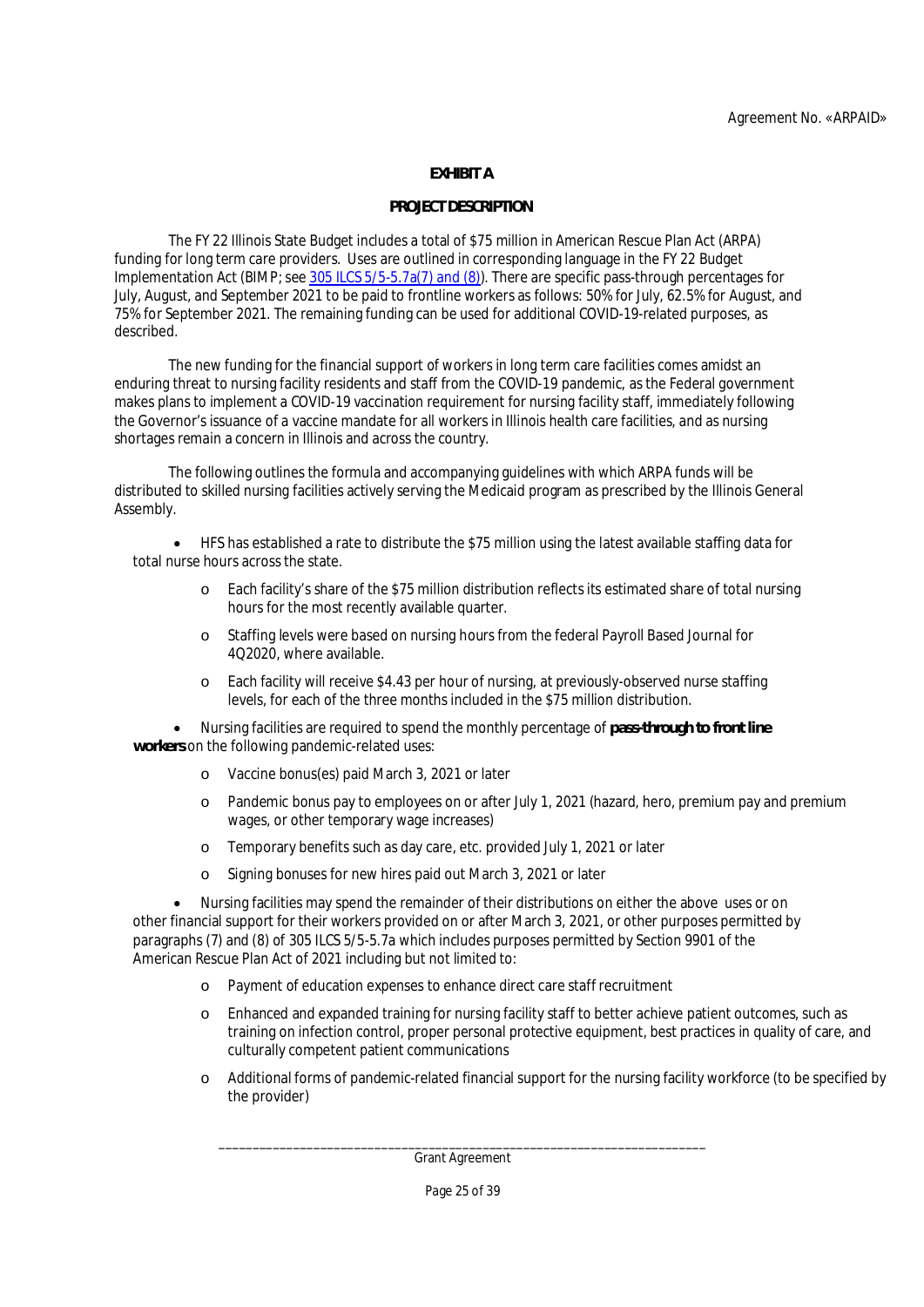Agreement No. «ARPAID»

## EXHIBIT A

## PROJECT DESCRIPTION

The FY 22 Illinois State Budget includes a total of $75 million in American Rescue Plan Act (ARPA) funding for long term care providers. Uses are outlined in corresponding language in the FY 22 Budget Implementation Act (BIMP; see [305 ILCS 5/5-5.7a(7) and (8)](305 ILCS 5/5-5.7a(7) and (8))). There are specific pass-through percentages for July, August, and September 2021 to be paid to frontline workers as follows: 50% for July, 62.5% for August, and 75% for September 2021. The remaining funding can be used for additional COVID-19-related purposes, as described.

The new funding for the financial support of workers in long term care facilities comes amidst an enduring threat to nursing facility residents and staff from the COVID-19 pandemic, as the Federal government makes plans to implement a COVID-19 vaccination requirement for nursing facility staff, immediately following the Governor's issuance of a vaccine mandate for all workers in Illinois health care facilities, and as nursing shortages remain a concern in Illinois and across the country.

The following outlines the formula and accompanying guidelines with which ARPA funds will be distributed to skilled nursing facilities actively serving the Medicaid program as prescribed by the Illinois General Assembly.

- HFS has established a rate to distribute the $75 million using the latest available staffing data for total nurse hours across the state.
  - Each facility's share of the $75 million distribution reflects its estimated share of total nursing hours for the most recently available quarter.
  - Staffing levels were based on nursing hours from the federal Payroll Based Journal for 4Q2020, where available.
  - Each facility will receive $4.43 per hour of nursing, at previously-observed nurse staffing levels, for each of the three months included in the $75 million distribution.
- Nursing facilities are required to spend the monthly percentage of **pass-through to front line workers** on the following pandemic-related uses:
  - Vaccine bonus(es) paid March 3, 2021 or later
  - Pandemic bonus pay to employees on or after July 1, 2021 (hazard, hero, premium pay and premium wages, or other temporary wage increases)
  - Temporary benefits such as day care, etc. provided July 1, 2021 or later
  - Signing bonuses for new hires paid out March 3, 2021 or later
- Nursing facilities may spend the remainder of their distributions on either the above uses or on other financial support for their workers provided on or after March 3, 2021, or other purposes permitted by paragraphs (7) and (8) of 305 ILCS 5/5-5.7a which includes purposes permitted by Section 9901 of the American Rescue Plan Act of 2021 including but not limited to:
  - Payment of education expenses to enhance direct care staff recruitment
  - Enhanced and expanded training for nursing facility staff to better achieve patient outcomes, such as training on infection control, proper personal protective equipment, best practices in quality of care, and culturally competent patient communications
  - Additional forms of pandemic-related financial support for the nursing facility workforce (to be specified by the provider)

Grant Agreement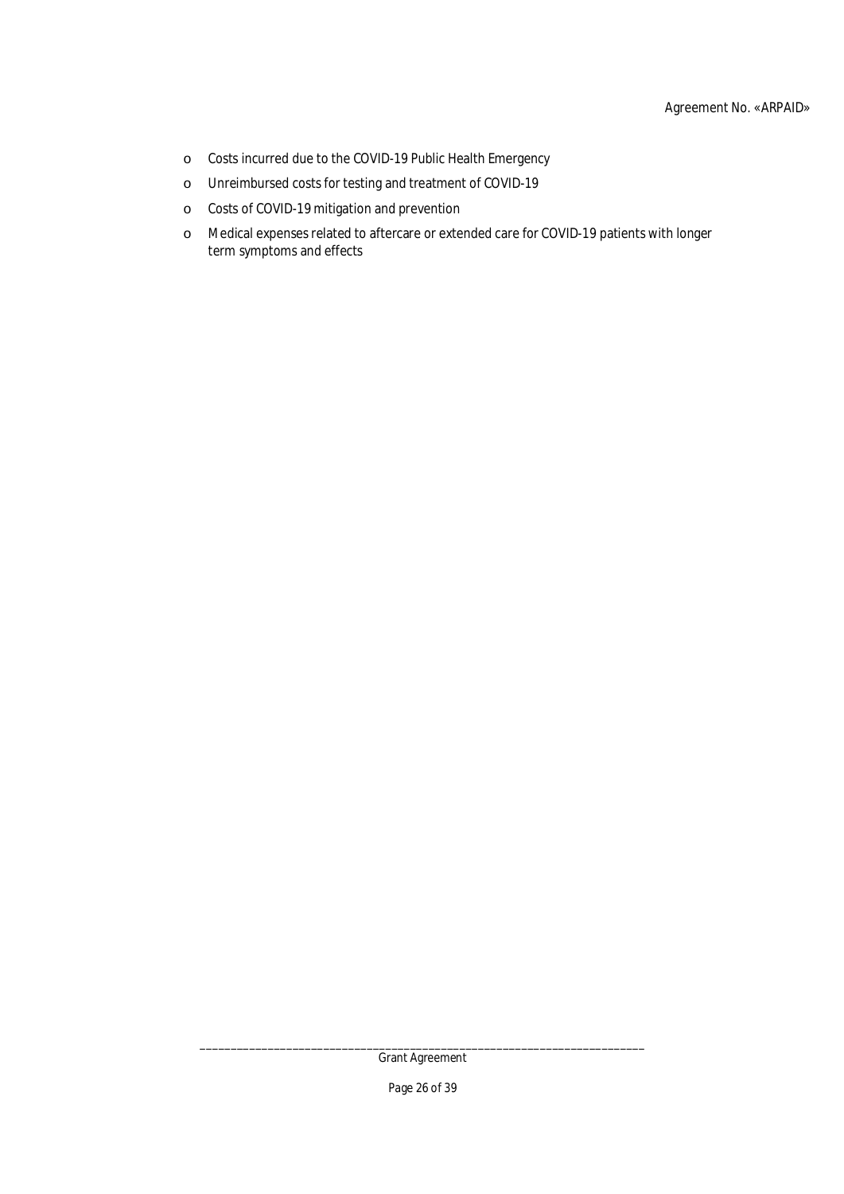- Costs incurred due to the COVID-19 Public Health Emergency
- Unreimbursed costs for testing and treatment of COVID-19
- Costs of COVID-19 mitigation and prevention
- Medical expenses related to aftercare or extended care for COVID-19 patients with longer term symptoms and effects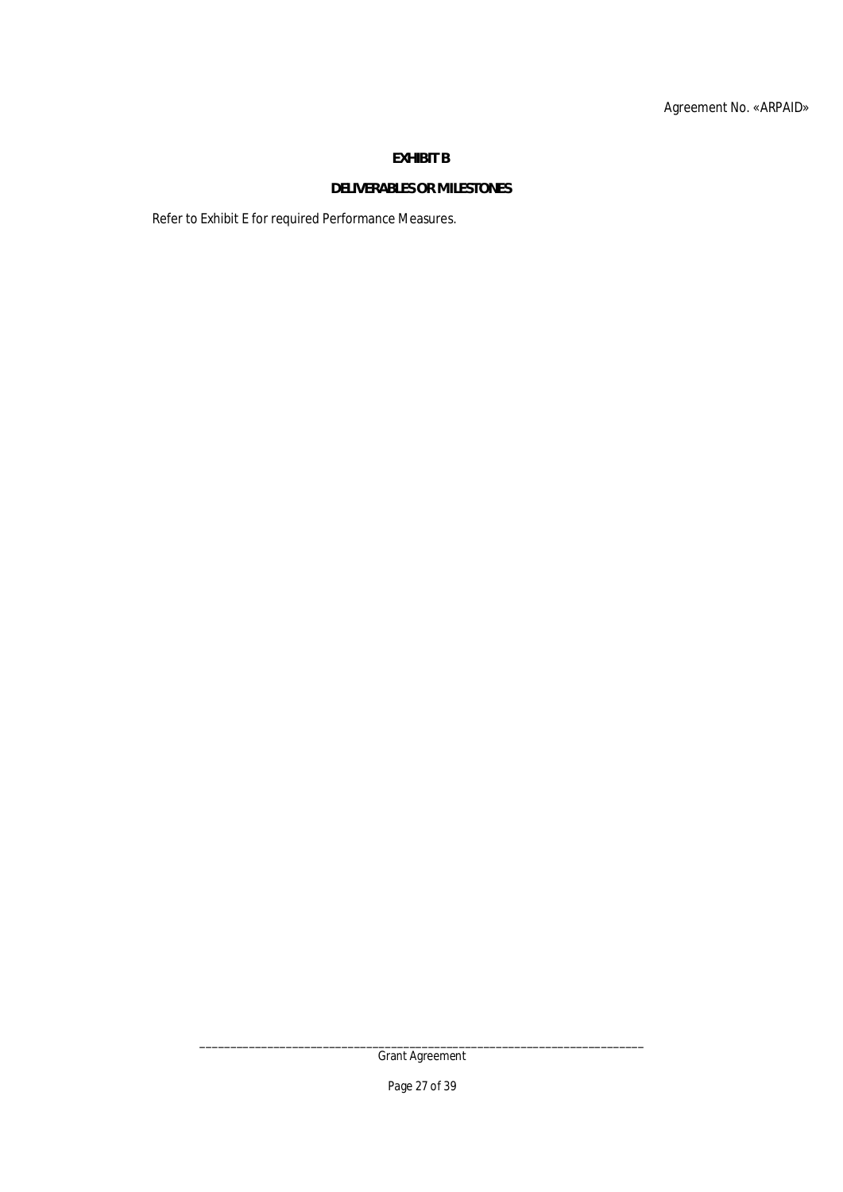# EXHIBIT B

## DELIVERABLES OR MILESTONES

Refer to Exhibit E for required Performance Measures.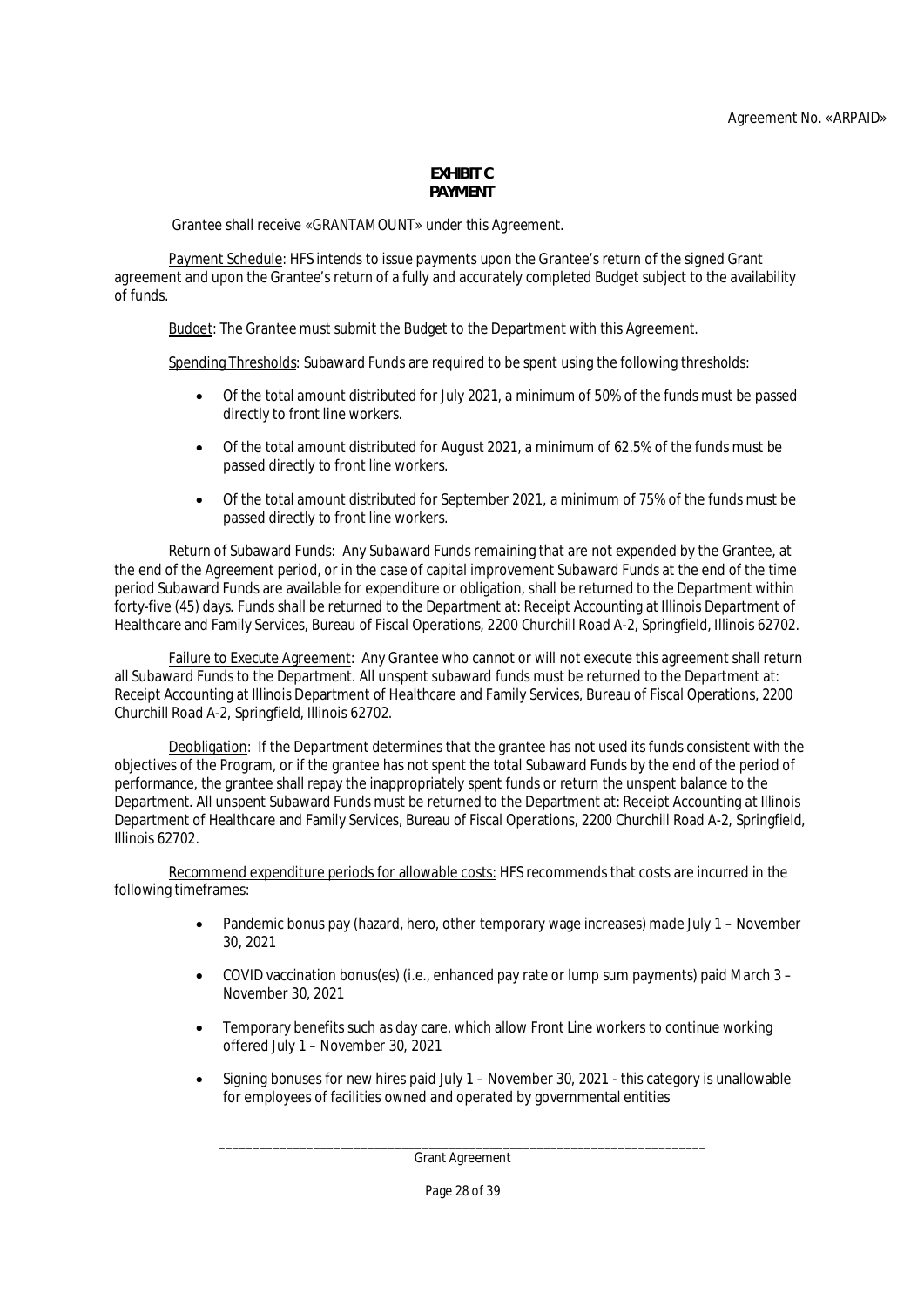Agreement No. «ARPAID»

# EXHIBIT C
# PAYMENT

Grantee shall receive «GRANTAMOUNT» under this Agreement.

Payment Schedule: HFS intends to issue payments upon the Grantee's return of the signed Grant agreement and upon the Grantee's return of a fully and accurately completed Budget subject to the availability of funds.

Budget: The Grantee must submit the Budget to the Department with this Agreement.

Spending Thresholds: Subaward Funds are required to be spent using the following thresholds:

- Of the total amount distributed for July 2021, a minimum of 50% of the funds must be passed directly to front line workers.
- Of the total amount distributed for August 2021, a minimum of 62.5% of the funds must be passed directly to front line workers.
- Of the total amount distributed for September 2021, a minimum of 75% of the funds must be passed directly to front line workers.

Return of Subaward Funds: Any Subaward Funds remaining that are not expended by the Grantee, at the end of the Agreement period, or in the case of capital improvement Subaward Funds at the end of the time period Subaward Funds are available for expenditure or obligation, shall be returned to the Department within forty-five (45) days. Funds shall be returned to the Department at: Receipt Accounting at Illinois Department of Healthcare and Family Services, Bureau of Fiscal Operations, 2200 Churchill Road A-2, Springfield, Illinois 62702.

Failure to Execute Agreement: Any Grantee who cannot or will not execute this agreement shall return all Subaward Funds to the Department. All unspent subaward funds must be returned to the Department at: Receipt Accounting at Illinois Department of Healthcare and Family Services, Bureau of Fiscal Operations, 2200 Churchill Road A-2, Springfield, Illinois 62702.

Deobligation: If the Department determines that the grantee has not used its funds consistent with the objectives of the Program, or if the grantee has not spent the total Subaward Funds by the end of the period of performance, the grantee shall repay the inappropriately spent funds or return the unspent balance to the Department. All unspent Subaward Funds must be returned to the Department at: Receipt Accounting at Illinois Department of Healthcare and Family Services, Bureau of Fiscal Operations, 2200 Churchill Road A-2, Springfield, Illinois 62702.

Recommend expenditure periods for allowable costs: HFS recommends that costs are incurred in the following timeframes:

- Pandemic bonus pay (hazard, hero, other temporary wage increases) made July 1 – November 30, 2021
- COVID vaccination bonus(es) (i.e., enhanced pay rate or lump sum payments) paid March 3 – November 30, 2021
- Temporary benefits such as day care, which allow Front Line workers to continue working offered July 1 – November 30, 2021
- Signing bonuses for new hires paid July 1 – November 30, 2021 - this category is unallowable for employees of facilities owned and operated by governmental entities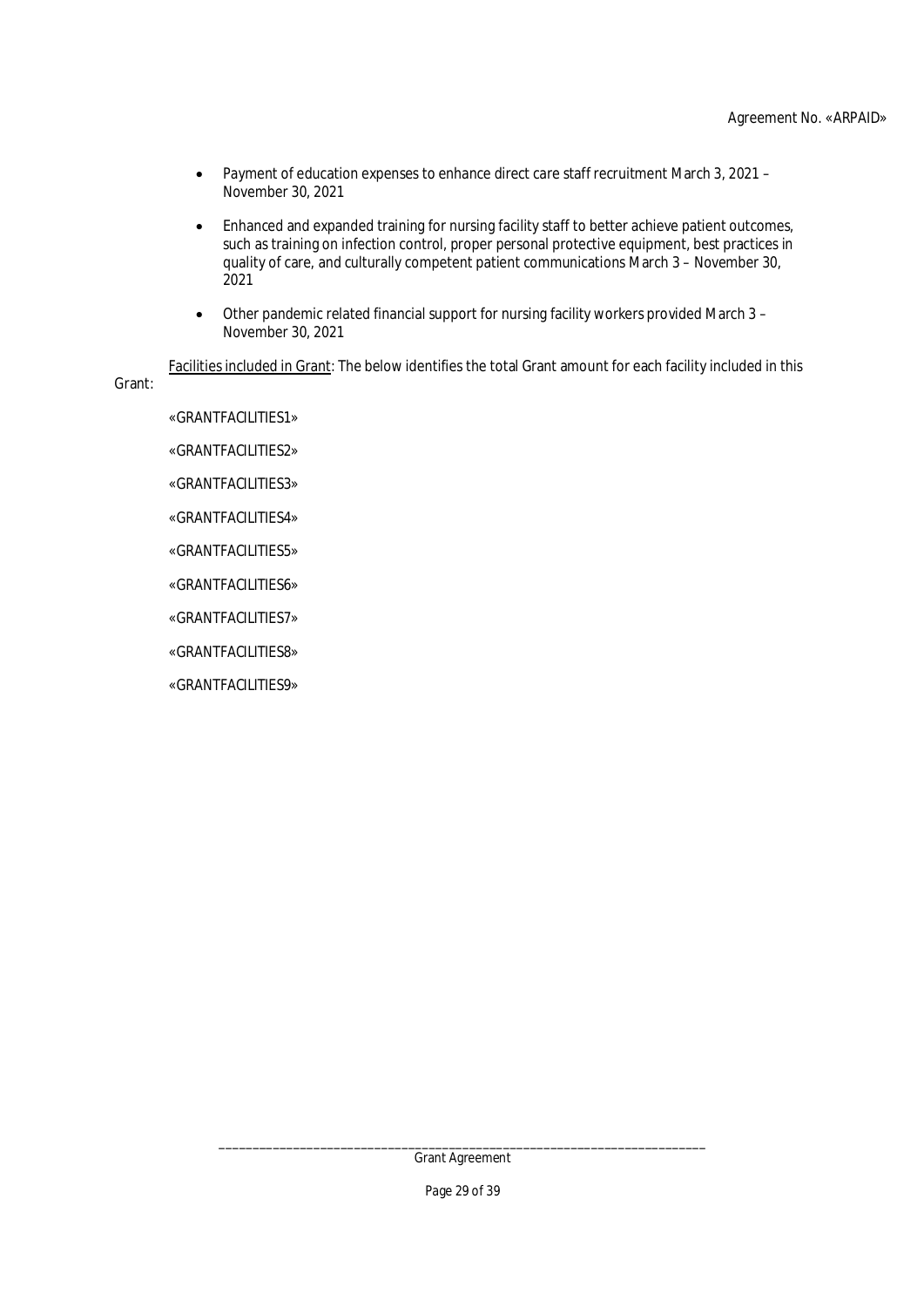- Payment of education expenses to enhance direct care staff recruitment March 3, 2021 – November 30, 2021
- Enhanced and expanded training for nursing facility staff to better achieve patient outcomes, such as training on infection control, proper personal protective equipment, best practices in quality of care, and culturally competent patient communications March 3 – November 30, 2021
- Other pandemic related financial support for nursing facility workers provided March 3 – November 30, 2021

Facilities included in Grant: The below identifies the total Grant amount for each facility included in this Grant:

«GRANTFACILITIES1»

«GRANTFACILITIES2»

«GRANTFACILITIES3»

«GRANTFACILITIES4»

«GRANTFACILITIES5»

«GRANTFACILITIES6»

«GRANTFACILITIES7»

«GRANTFACILITIES8»

«GRANTFACILITIES9»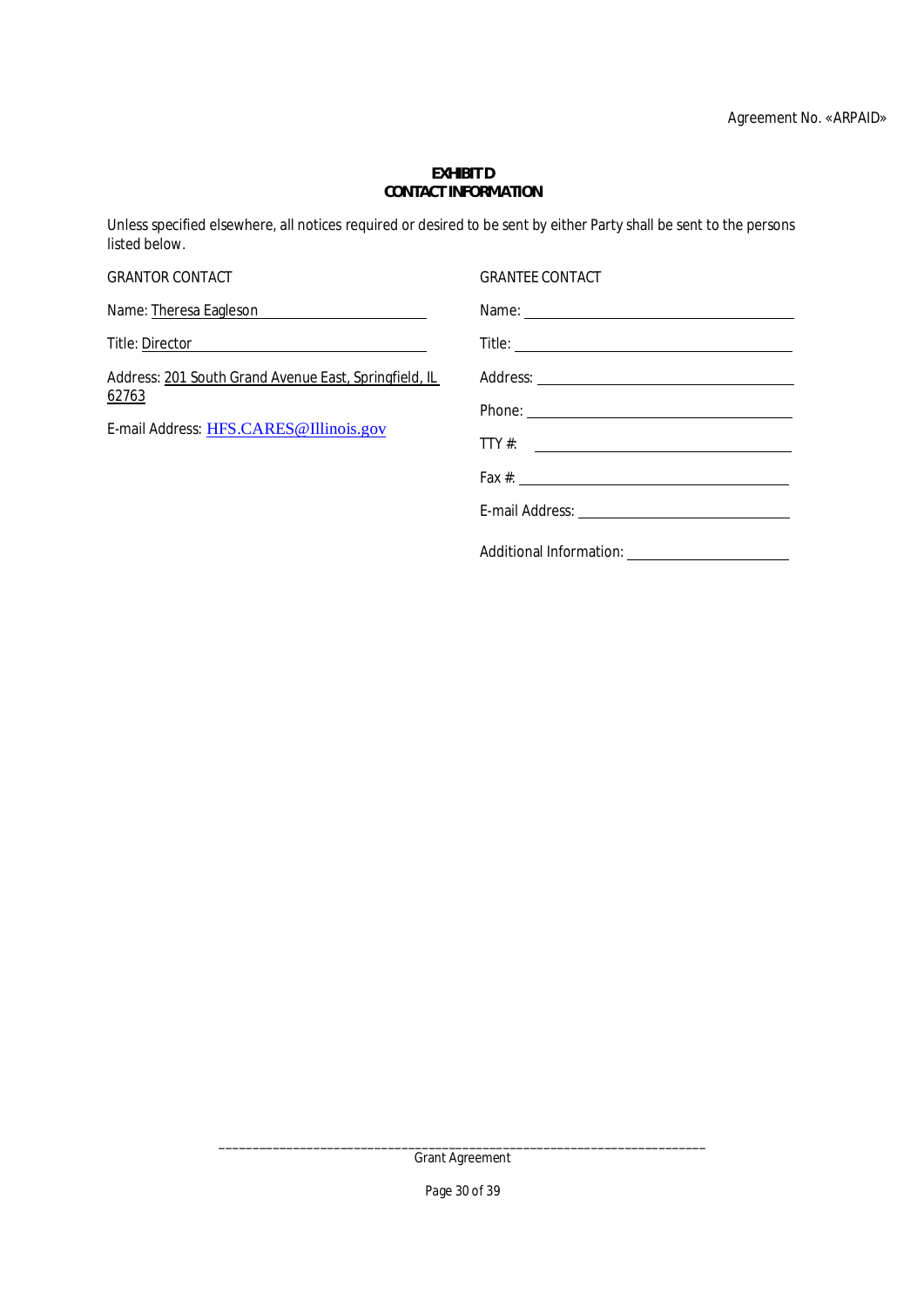Agreement No. «ARPAID»

## EXHIBIT D
## CONTACT INFORMATION

Unless specified elsewhere, all notices required or desired to be sent by either Party shall be sent to the persons listed below.

| GRANTOR CONTACT | GRANTEE CONTACT |
|---|---|
| Name: Theresa Eagleson | Name: |
| Title: Director | Title: |
| Address: 201 South Grand Avenue East, Springfield, IL 62763 | Address: |
| E-mail Address: HFS.CARES@Illinois.gov | Phone: |
| | TTY #: |
| | Fax #: |
| | E-mail Address: |
| | Additional Information: |

Grant Agreement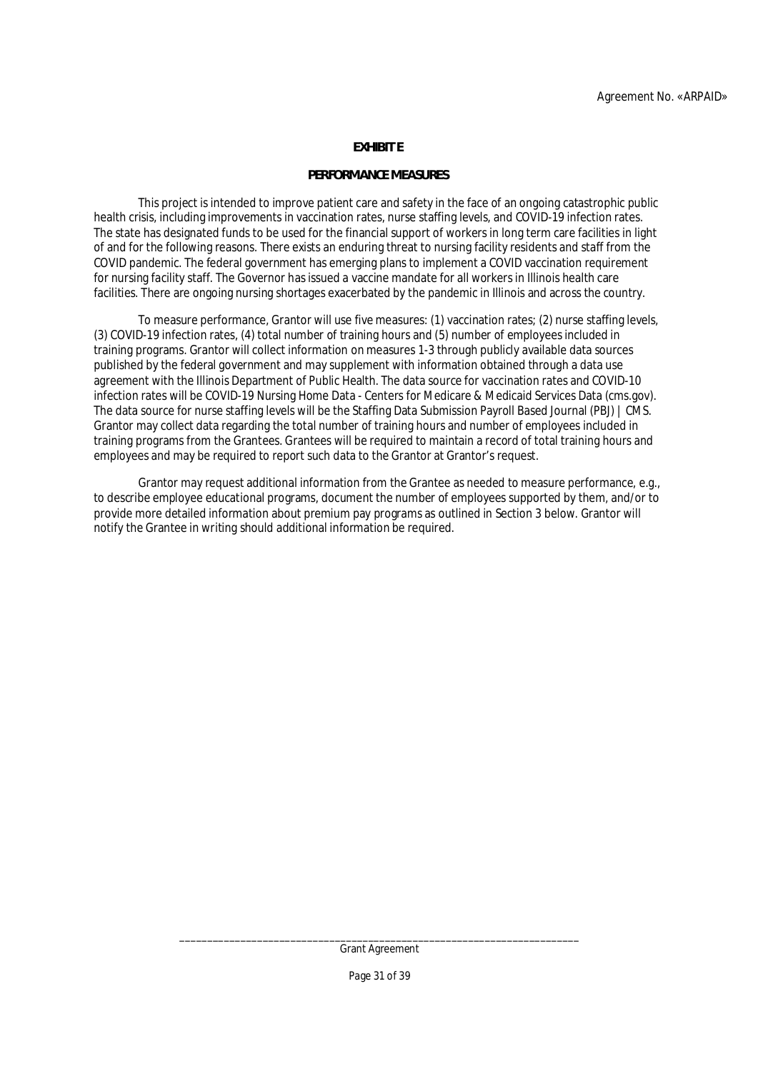Agreement No. «ARPAID»

**EXHIBIT E**

**PERFORMANCE MEASURES**

This project is intended to improve patient care and safety in the face of an ongoing catastrophic public health crisis, including improvements in vaccination rates, nurse staffing levels, and COVID-19 infection rates. The state has designated funds to be used for the financial support of workers in long term care facilities in light of and for the following reasons. There exists an enduring threat to nursing facility residents and staff from the COVID pandemic. The federal government has emerging plans to implement a COVID vaccination requirement for nursing facility staff. The Governor has issued a vaccine mandate for all workers in Illinois health care facilities. There are ongoing nursing shortages exacerbated by the pandemic in Illinois and across the country.

To measure performance, Grantor will use five measures: (1) vaccination rates; (2) nurse staffing levels, (3) COVID-19 infection rates, (4) total number of training hours and (5) number of employees included in training programs. Grantor will collect information on measures 1-3 through publicly available data sources published by the federal government and may supplement with information obtained through a data use agreement with the Illinois Department of Public Health. The data source for vaccination rates and COVID-10 infection rates will be COVID-19 Nursing Home Data - Centers for Medicare & Medicaid Services Data (cms.gov). The data source for nurse staffing levels will be the Staffing Data Submission Payroll Based Journal (PBJ) | CMS. Grantor may collect data regarding the total number of training hours and number of employees included in training programs from the Grantees. Grantees will be required to maintain a record of total training hours and employees and may be required to report such data to the Grantor at Grantor's request.

Grantor may request additional information from the Grantee as needed to measure performance, e.g., to describe employee educational programs, document the number of employees supported by them, and/or to provide more detailed information about premium pay programs as outlined in Section 3 below. Grantor will notify the Grantee in writing should additional information be required.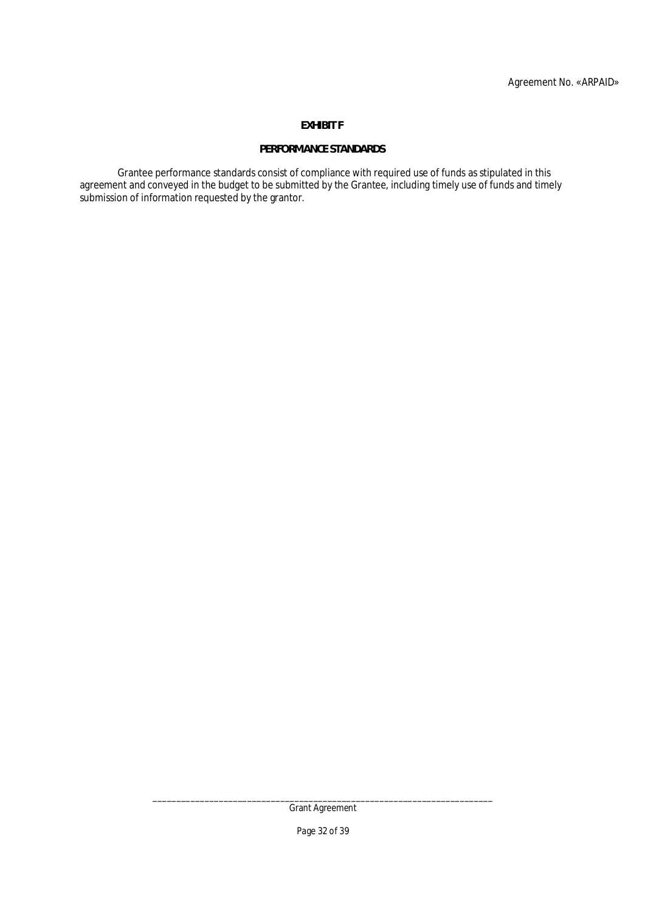# EXHIBIT F

## PERFORMANCE STANDARDS

Grantee performance standards consist of compliance with required use of funds as stipulated in this agreement and conveyed in the budget to be submitted by the Grantee, including timely use of funds and timely submission of information requested by the grantor.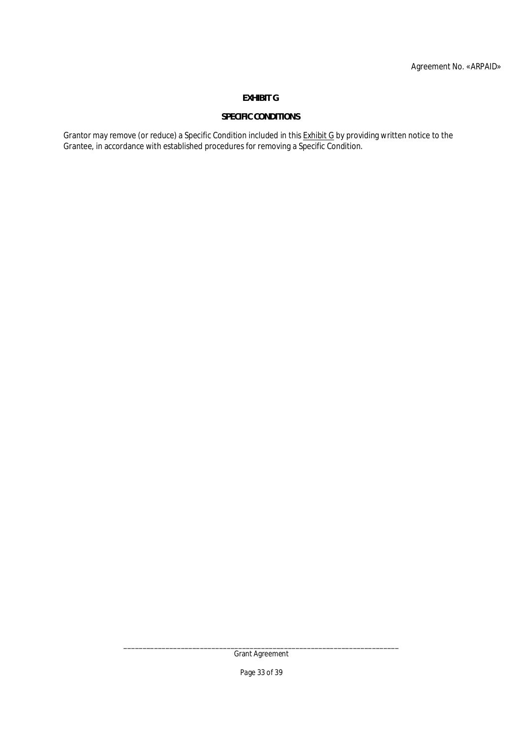Agreement No. «ARPAID»

**EXHIBIT G**

**SPECIFIC CONDITIONS**

Grantor may remove (or reduce) a Specific Condition included in this Exhibit G by providing written notice to the Grantee, in accordance with established procedures for removing a Specific Condition.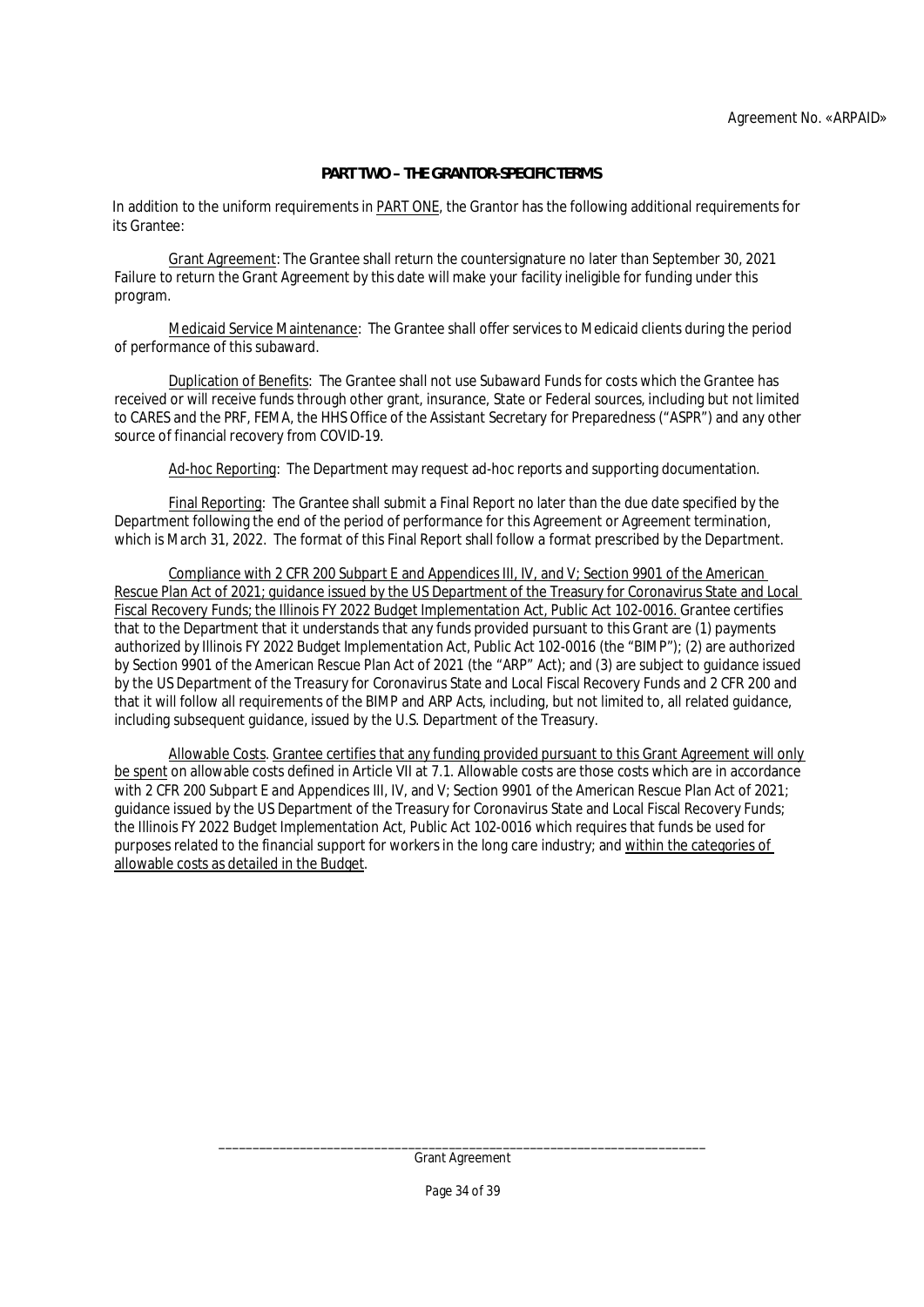Agreement No. «ARPAID»

**PART TWO – THE GRANTOR-SPECIFIC TERMS**

In addition to the uniform requirements in PART ONE, the Grantor has the following additional requirements for its Grantee:

Grant Agreement: The Grantee shall return the countersignature no later than September 30, 2021 Failure to return the Grant Agreement by this date will make your facility ineligible for funding under this program.

Medicaid Service Maintenance: The Grantee shall offer services to Medicaid clients during the period of performance of this subaward.

Duplication of Benefits: The Grantee shall not use Subaward Funds for costs which the Grantee has received or will receive funds through other grant, insurance, State or Federal sources, including but not limited to CARES and the PRF, FEMA, the HHS Office of the Assistant Secretary for Preparedness ("ASPR") and any other source of financial recovery from COVID-19.

Ad-hoc Reporting: The Department may request ad-hoc reports and supporting documentation.

Final Reporting: The Grantee shall submit a Final Report no later than the due date specified by the Department following the end of the period of performance for this Agreement or Agreement termination, which is March 31, 2022. The format of this Final Report shall follow a format prescribed by the Department.

Compliance with 2 CFR 200 Subpart E and Appendices III, IV, and V; Section 9901 of the American Rescue Plan Act of 2021; guidance issued by the US Department of the Treasury for Coronavirus State and Local Fiscal Recovery Funds; the Illinois FY 2022 Budget Implementation Act, Public Act 102-0016. Grantee certifies that to the Department that it understands that any funds provided pursuant to this Grant are (1) payments authorized by Illinois FY 2022 Budget Implementation Act, Public Act 102-0016 (the "BIMP"); (2) are authorized by Section 9901 of the American Rescue Plan Act of 2021 (the "ARP" Act); and (3) are subject to guidance issued by the US Department of the Treasury for Coronavirus State and Local Fiscal Recovery Funds and 2 CFR 200 and that it will follow all requirements of the BIMP and ARP Acts, including, but not limited to, all related guidance, including subsequent guidance, issued by the U.S. Department of the Treasury.

Allowable Costs. Grantee certifies that any funding provided pursuant to this Grant Agreement will only be spent on allowable costs defined in Article VII at 7.1. Allowable costs are those costs which are in accordance with 2 CFR 200 Subpart E and Appendices III, IV, and V; Section 9901 of the American Rescue Plan Act of 2021; guidance issued by the US Department of the Treasury for Coronavirus State and Local Fiscal Recovery Funds; the Illinois FY 2022 Budget Implementation Act, Public Act 102-0016 which requires that funds be used for purposes related to the financial support for workers in the long care industry; and within the categories of allowable costs as detailed in the Budget.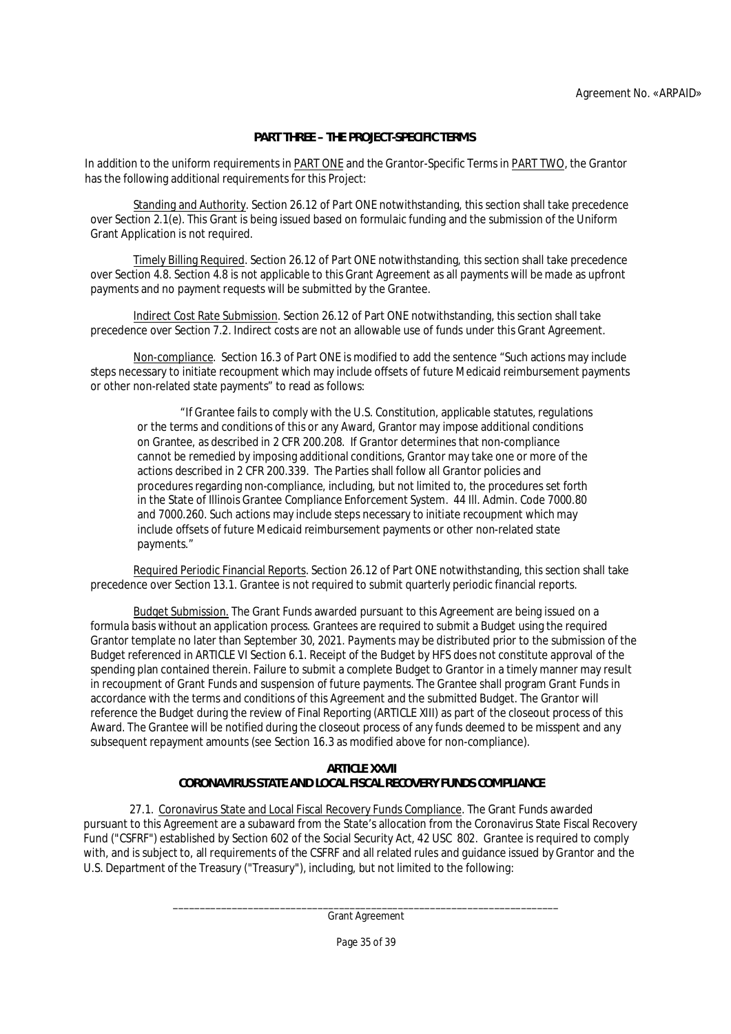**PART THREE – THE PROJECT-SPECIFIC TERMS**

In addition to the uniform requirements in PART ONE and the Grantor-Specific Terms in PART TWO, the Grantor has the following additional requirements for this Project:

Standing and Authority. Section 26.12 of Part ONE notwithstanding, this section shall take precedence over Section 2.1(e). This Grant is being issued based on formulaic funding and the submission of the Uniform Grant Application is not required.

Timely Billing Required. Section 26.12 of Part ONE notwithstanding, this section shall take precedence over Section 4.8. Section 4.8 is not applicable to this Grant Agreement as all payments will be made as upfront payments and no payment requests will be submitted by the Grantee.

Indirect Cost Rate Submission. Section 26.12 of Part ONE notwithstanding, this section shall take precedence over Section 7.2. Indirect costs are not an allowable use of funds under this Grant Agreement.

Non-compliance. Section 16.3 of Part ONE is modified to add the sentence "Such actions may include steps necessary to initiate recoupment which may include offsets of future Medicaid reimbursement payments or other non-related state payments" to read as follows:

> "If Grantee fails to comply with the U.S. Constitution, applicable statutes, regulations or the terms and conditions of this or any Award, Grantor may impose additional conditions on Grantee, as described in 2 CFR 200.208. If Grantor determines that non-compliance cannot be remedied by imposing additional conditions, Grantor may take one or more of the actions described in 2 CFR 200.339. The Parties shall follow all Grantor policies and procedures regarding non-compliance, including, but not limited to, the procedures set forth in the State of Illinois Grantee Compliance Enforcement System. 44 Ill. Admin. Code 7000.80 and 7000.260. Such actions may include steps necessary to initiate recoupment which may include offsets of future Medicaid reimbursement payments or other non-related state payments."

Required Periodic Financial Reports. Section 26.12 of Part ONE notwithstanding, this section shall take precedence over Section 13.1. Grantee is not required to submit quarterly periodic financial reports.

Budget Submission. The Grant Funds awarded pursuant to this Agreement are being issued on a formula basis without an application process. Grantees are required to submit a Budget using the required Grantor template no later than September 30, 2021. Payments may be distributed prior to the submission of the Budget referenced in ARTICLE VI Section 6.1. Receipt of the Budget by HFS does not constitute approval of the spending plan contained therein. Failure to submit a complete Budget to Grantor in a timely manner may result in recoupment of Grant Funds and suspension of future payments. The Grantee shall program Grant Funds in accordance with the terms and conditions of this Agreement and the submitted Budget. The Grantor will reference the Budget during the review of Final Reporting (ARTICLE XIII) as part of the closeout process of this Award. The Grantee will be notified during the closeout process of any funds deemed to be misspent and any subsequent repayment amounts (see Section 16.3 as modified above for non-compliance).

## ARTICLE XXVII
## CORONAVIRUS STATE AND LOCAL FISCAL RECOVERY FUNDS COMPLIANCE

27.1. Coronavirus State and Local Fiscal Recovery Funds Compliance. The Grant Funds awarded pursuant to this Agreement are a subaward from the State's allocation from the Coronavirus State Fiscal Recovery Fund ("CSFRF") established by Section 602 of the Social Security Act, 42 USC 802. Grantee is required to comply with, and is subject to, all requirements of the CSFRF and all related rules and guidance issued by Grantor and the U.S. Department of the Treasury ("Treasury"), including, but not limited to the following: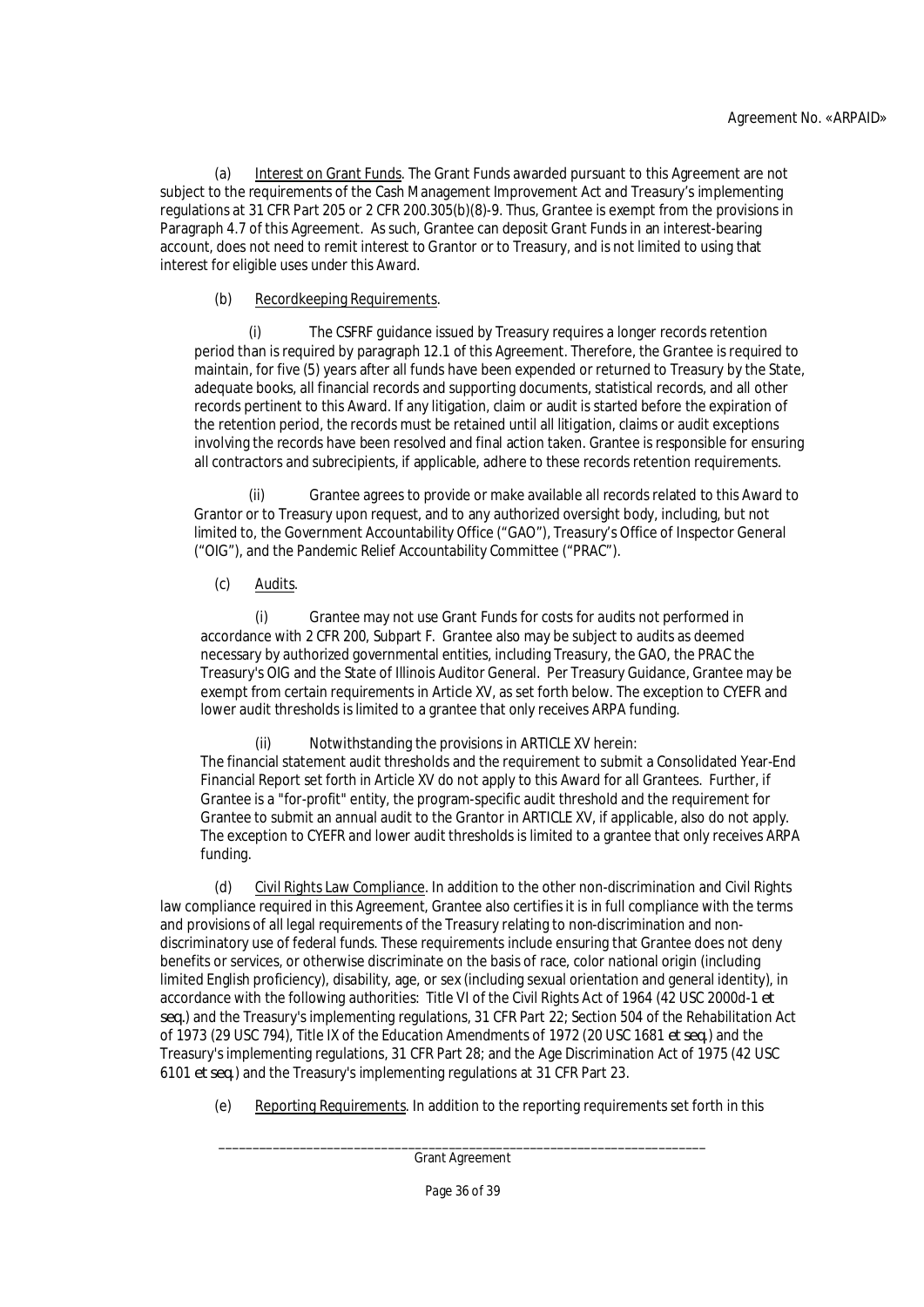(a) Interest on Grant Funds. The Grant Funds awarded pursuant to this Agreement are not subject to the requirements of the Cash Management Improvement Act and Treasury's implementing regulations at 31 CFR Part 205 or 2 CFR 200.305(b)(8)-9. Thus, Grantee is exempt from the provisions in Paragraph 4.7 of this Agreement. As such, Grantee can deposit Grant Funds in an interest-bearing account, does not need to remit interest to Grantor or to Treasury, and is not limited to using that interest for eligible uses under this Award.

(b) Recordkeeping Requirements.

(i) The CSFRF guidance issued by Treasury requires a longer records retention period than is required by paragraph 12.1 of this Agreement. Therefore, the Grantee is required to maintain, for five (5) years after all funds have been expended or returned to Treasury by the State, adequate books, all financial records and supporting documents, statistical records, and all other records pertinent to this Award. If any litigation, claim or audit is started before the expiration of the retention period, the records must be retained until all litigation, claims or audit exceptions involving the records have been resolved and final action taken. Grantee is responsible for ensuring all contractors and subrecipients, if applicable, adhere to these records retention requirements.

(ii) Grantee agrees to provide or make available all records related to this Award to Grantor or to Treasury upon request, and to any authorized oversight body, including, but not limited to, the Government Accountability Office ("GAO"), Treasury's Office of Inspector General ("OIG"), and the Pandemic Relief Accountability Committee ("PRAC").

(c) Audits.

(i) Grantee may not use Grant Funds for costs for audits not performed in accordance with 2 CFR 200, Subpart F. Grantee also may be subject to audits as deemed necessary by authorized governmental entities, including Treasury, the GAO, the PRAC the Treasury's OIG and the State of Illinois Auditor General. Per Treasury Guidance, Grantee may be exempt from certain requirements in Article XV, as set forth below. The exception to CYEFR and lower audit thresholds is limited to a grantee that only receives ARPA funding.

(ii) Notwithstanding the provisions in ARTICLE XV herein:
The financial statement audit thresholds and the requirement to submit a Consolidated Year-End Financial Report set forth in Article XV do not apply to this Award for all Grantees. Further, if Grantee is a "for-profit" entity, the program-specific audit threshold and the requirement for Grantee to submit an annual audit to the Grantor in ARTICLE XV, if applicable, also do not apply. The exception to CYEFR and lower audit thresholds is limited to a grantee that only receives ARPA funding.

(d) Civil Rights Law Compliance. In addition to the other non-discrimination and Civil Rights law compliance required in this Agreement, Grantee also certifies it is in full compliance with the terms and provisions of all legal requirements of the Treasury relating to non-discrimination and non-discriminatory use of federal funds. These requirements include ensuring that Grantee does not deny benefits or services, or otherwise discriminate on the basis of race, color national origin (including limited English proficiency), disability, age, or sex (including sexual orientation and general identity), in accordance with the following authorities: Title VI of the Civil Rights Act of 1964 (42 USC 2000d-1 *et seq.*) and the Treasury's implementing regulations, 31 CFR Part 22; Section 504 of the Rehabilitation Act of 1973 (29 USC 794), Title IX of the Education Amendments of 1972 (20 USC 1681 *et seq.*) and the Treasury's implementing regulations, 31 CFR Part 28; and the Age Discrimination Act of 1975 (42 USC 6101 *et seq.*) and the Treasury's implementing regulations at 31 CFR Part 23.

(e) Reporting Requirements. In addition to the reporting requirements set forth in this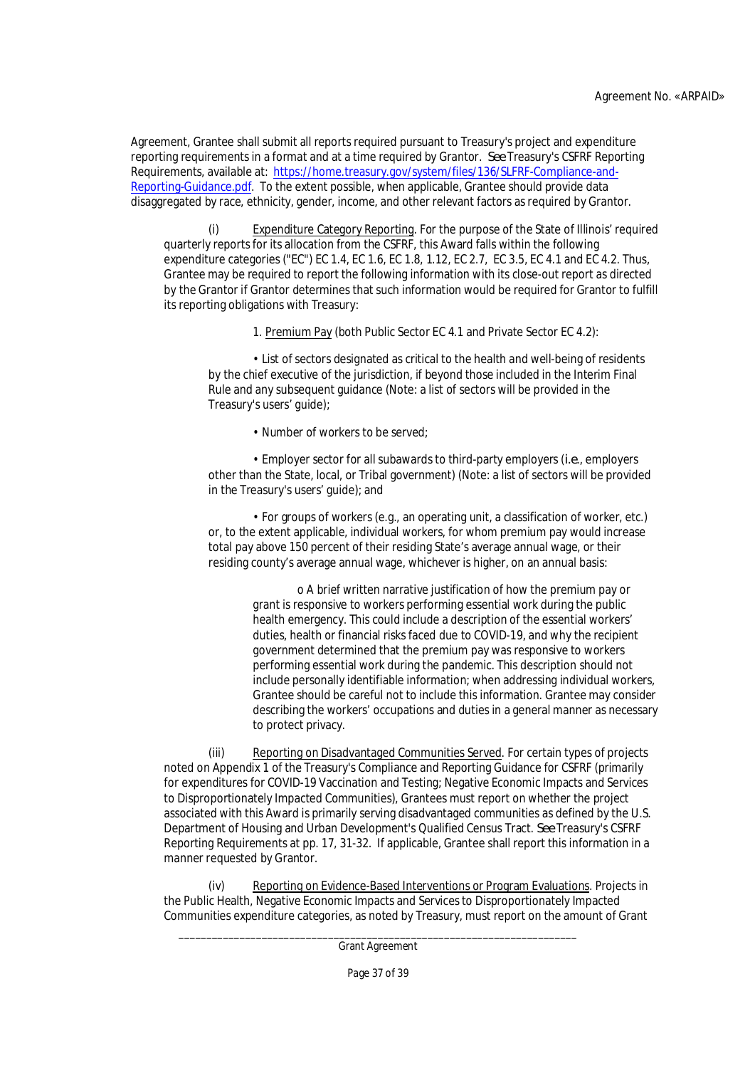Agreement, Grantee shall submit all reports required pursuant to Treasury's project and expenditure reporting requirements in a format and at a time required by Grantor. *See* Treasury's CSFRF Reporting Requirements, available at: [https://home.treasury.gov/system/files/136/SLFRF-Compliance-and-Reporting-Guidance.pdf](https://home.treasury.gov/system/files/136/SLFRF-Compliance-and-Reporting-Guidance.pdf). To the extent possible, when applicable, Grantee should provide data disaggregated by race, ethnicity, gender, income, and other relevant factors as required by Grantor.

(i) Expenditure Category Reporting. For the purpose of the State of Illinois' required quarterly reports for its allocation from the CSFRF, this Award falls within the following expenditure categories ("EC") EC 1.4, EC 1.6, EC 1.8, 1.12, EC 2.7, EC 3.5, EC 4.1 and EC 4.2. Thus, Grantee may be required to report the following information with its close-out report as directed by the Grantor if Grantor determines that such information would be required for Grantor to fulfill its reporting obligations with Treasury:

1. Premium Pay (both Public Sector EC 4.1 and Private Sector EC 4.2):

- List of sectors designated as critical to the health and well-being of residents by the chief executive of the jurisdiction, if beyond those included in the Interim Final Rule and any subsequent guidance (Note: a list of sectors will be provided in the Treasury's users' guide);
- Number of workers to be served;
- Employer sector for all subawards to third-party employers (*i.e.*, employers other than the State, local, or Tribal government) (Note: a list of sectors will be provided in the Treasury's users' guide); and
- For groups of workers (e.g., an operating unit, a classification of worker, etc.) or, to the extent applicable, individual workers, for whom premium pay would increase total pay above 150 percent of their residing State's average annual wage, or their residing county's average annual wage, whichever is higher, on an annual basis:
  - o A brief written narrative justification of how the premium pay or grant is responsive to workers performing essential work during the public health emergency. This could include a description of the essential workers' duties, health or financial risks faced due to COVID-19, and why the recipient government determined that the premium pay was responsive to workers performing essential work during the pandemic. This description should not include personally identifiable information; when addressing individual workers, Grantee should be careful not to include this information. Grantee may consider describing the workers' occupations and duties in a general manner as necessary to protect privacy.

(iii) Reporting on Disadvantaged Communities Served. For certain types of projects noted on Appendix 1 of the Treasury's Compliance and Reporting Guidance for CSFRF (primarily for expenditures for COVID-19 Vaccination and Testing; Negative Economic Impacts and Services to Disproportionately Impacted Communities), Grantees must report on whether the project associated with this Award is primarily serving disadvantaged communities as defined by the U.S. Department of Housing and Urban Development's Qualified Census Tract. *See* Treasury's CSFRF Reporting Requirements at pp. 17, 31-32. If applicable, Grantee shall report this information in a manner requested by Grantor.

(iv) Reporting on Evidence-Based Interventions or Program Evaluations. Projects in the Public Health, Negative Economic Impacts and Services to Disproportionately Impacted Communities expenditure categories, as noted by Treasury, must report on the amount of Grant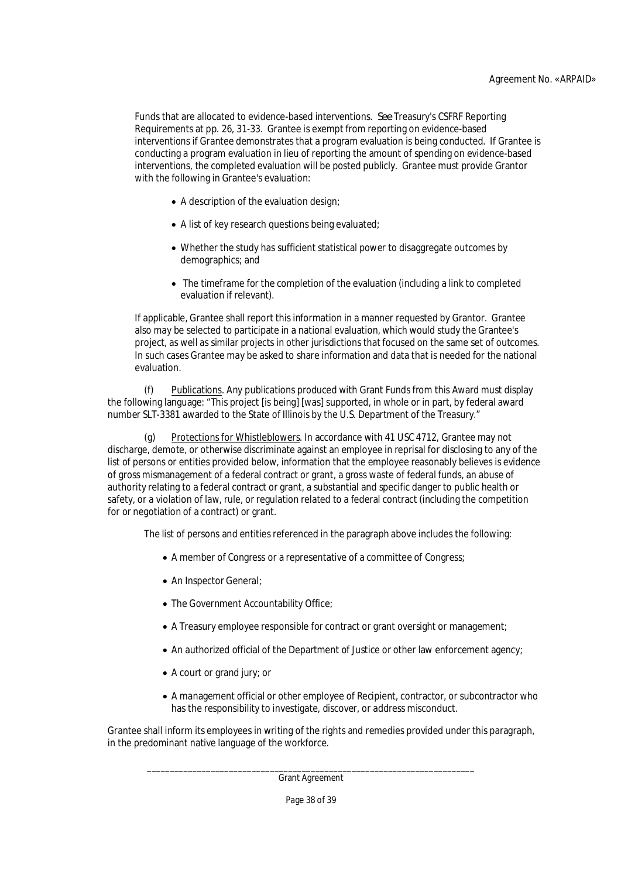Funds that are allocated to evidence-based interventions. *See* Treasury's CSFRF Reporting Requirements at pp. 26, 31-33. Grantee is exempt from reporting on evidence-based interventions if Grantee demonstrates that a program evaluation is being conducted. If Grantee is conducting a program evaluation in lieu of reporting the amount of spending on evidence-based interventions, the completed evaluation will be posted publicly. Grantee must provide Grantor with the following in Grantee's evaluation:

- A description of the evaluation design;
- A list of key research questions being evaluated;
- Whether the study has sufficient statistical power to disaggregate outcomes by demographics; and
- The timeframe for the completion of the evaluation (including a link to completed evaluation if relevant).

If applicable, Grantee shall report this information in a manner requested by Grantor. Grantee also may be selected to participate in a national evaluation, which would study the Grantee's project, as well as similar projects in other jurisdictions that focused on the same set of outcomes. In such cases Grantee may be asked to share information and data that is needed for the national evaluation.

(f) Publications. Any publications produced with Grant Funds from this Award must display the following language: "This project [is being] [was] supported, in whole or in part, by federal award number SLT-3381 awarded to the State of Illinois by the U.S. Department of the Treasury."

(g) Protections for Whistleblowers. In accordance with 41 USC 4712, Grantee may not discharge, demote, or otherwise discriminate against an employee in reprisal for disclosing to any of the list of persons or entities provided below, information that the employee reasonably believes is evidence of gross mismanagement of a federal contract or grant, a gross waste of federal funds, an abuse of authority relating to a federal contract or grant, a substantial and specific danger to public health or safety, or a violation of law, rule, or regulation related to a federal contract (including the competition for or negotiation of a contract) or grant.

The list of persons and entities referenced in the paragraph above includes the following:

- A member of Congress or a representative of a committee of Congress;
- An Inspector General;
- The Government Accountability Office;
- A Treasury employee responsible for contract or grant oversight or management;
- An authorized official of the Department of Justice or other law enforcement agency;
- A court or grand jury; or
- A management official or other employee of Recipient, contractor, or subcontractor who has the responsibility to investigate, discover, or address misconduct.

Grantee shall inform its employees in writing of the rights and remedies provided under this paragraph, in the predominant native language of the workforce.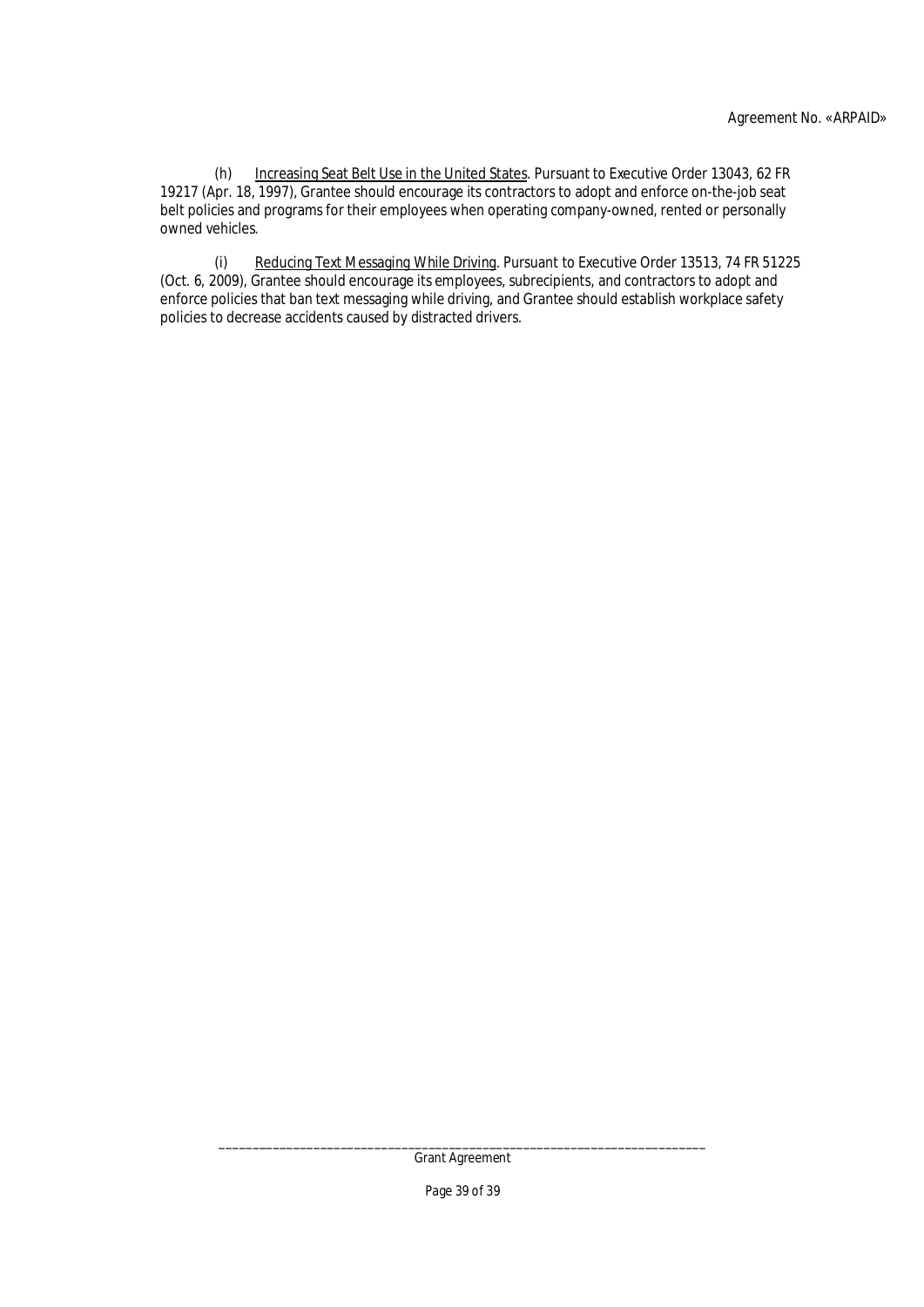(h) Increasing Seat Belt Use in the United States. Pursuant to Executive Order 13043, 62 FR 19217 (Apr. 18, 1997), Grantee should encourage its contractors to adopt and enforce on-the-job seat belt policies and programs for their employees when operating company-owned, rented or personally owned vehicles.

(i) Reducing Text Messaging While Driving. Pursuant to Executive Order 13513, 74 FR 51225 (Oct. 6, 2009), Grantee should encourage its employees, subrecipients, and contractors to adopt and enforce policies that ban text messaging while driving, and Grantee should establish workplace safety policies to decrease accidents caused by distracted drivers.